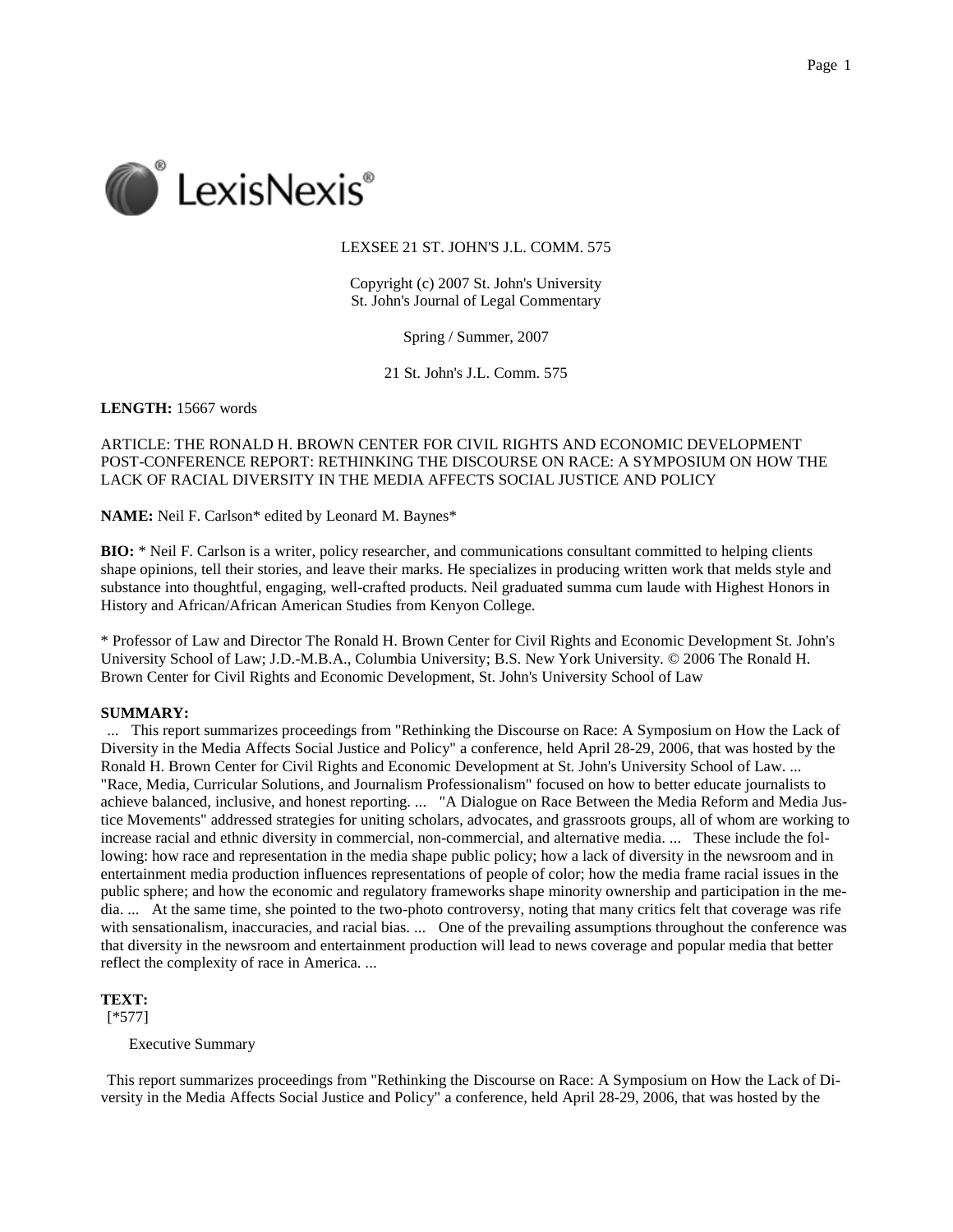LEXSEE 21 ST. JOHN'S J.L. COMM. 575

Copyright (c) 2007 St. John's University
St. John's Journal of Legal Commentary

Spring / Summer, 2007

21 St. John's J.L. Comm. 575

**LENGTH:** 15667 words

ARTICLE: THE RONALD H. BROWN CENTER FOR CIVIL RIGHTS AND ECONOMIC DEVELOPMENT POST-CONFERENCE REPORT: RETHINKING THE DISCOURSE ON RACE: A SYMPOSIUM ON HOW THE LACK OF RACIAL DIVERSITY IN THE MEDIA AFFECTS SOCIAL JUSTICE AND POLICY

**NAME:** Neil F. Carlson* edited by Leonard M. Baynes*

**BIO:** * Neil F. Carlson is a writer, policy researcher, and communications consultant committed to helping clients shape opinions, tell their stories, and leave their marks. He specializes in producing written work that melds style and substance into thoughtful, engaging, well-crafted products. Neil graduated summa cum laude with Highest Honors in History and African/African American Studies from Kenyon College.

* Professor of Law and Director The Ronald H. Brown Center for Civil Rights and Economic Development St. John's University School of Law; J.D.-M.B.A., Columbia University; B.S. New York University. © 2006 The Ronald H. Brown Center for Civil Rights and Economic Development, St. John's University School of Law

**SUMMARY:**

... This report summarizes proceedings from "Rethinking the Discourse on Race: A Symposium on How the Lack of Diversity in the Media Affects Social Justice and Policy" a conference, held April 28-29, 2006, that was hosted by the Ronald H. Brown Center for Civil Rights and Economic Development at St. John's University School of Law. ... "Race, Media, Curricular Solutions, and Journalism Professionalism" focused on how to better educate journalists to achieve balanced, inclusive, and honest reporting. ... "A Dialogue on Race Between the Media Reform and Media Justice Movements" addressed strategies for uniting scholars, advocates, and grassroots groups, all of whom are working to increase racial and ethnic diversity in commercial, non-commercial, and alternative media. ... These include the following: how race and representation in the media shape public policy; how a lack of diversity in the newsroom and in entertainment media production influences representations of people of color; how the media frame racial issues in the public sphere; and how the economic and regulatory frameworks shape minority ownership and participation in the media. ... At the same time, she pointed to the two-photo controversy, noting that many critics felt that coverage was rife with sensationalism, inaccuracies, and racial bias. ... One of the prevailing assumptions throughout the conference was that diversity in the newsroom and entertainment production will lead to news coverage and popular media that better reflect the complexity of race in America. ...

**TEXT:**

[*577]

Executive Summary

This report summarizes proceedings from "Rethinking the Discourse on Race: A Symposium on How the Lack of Diversity in the Media Affects Social Justice and Policy" a conference, held April 28-29, 2006, that was hosted by the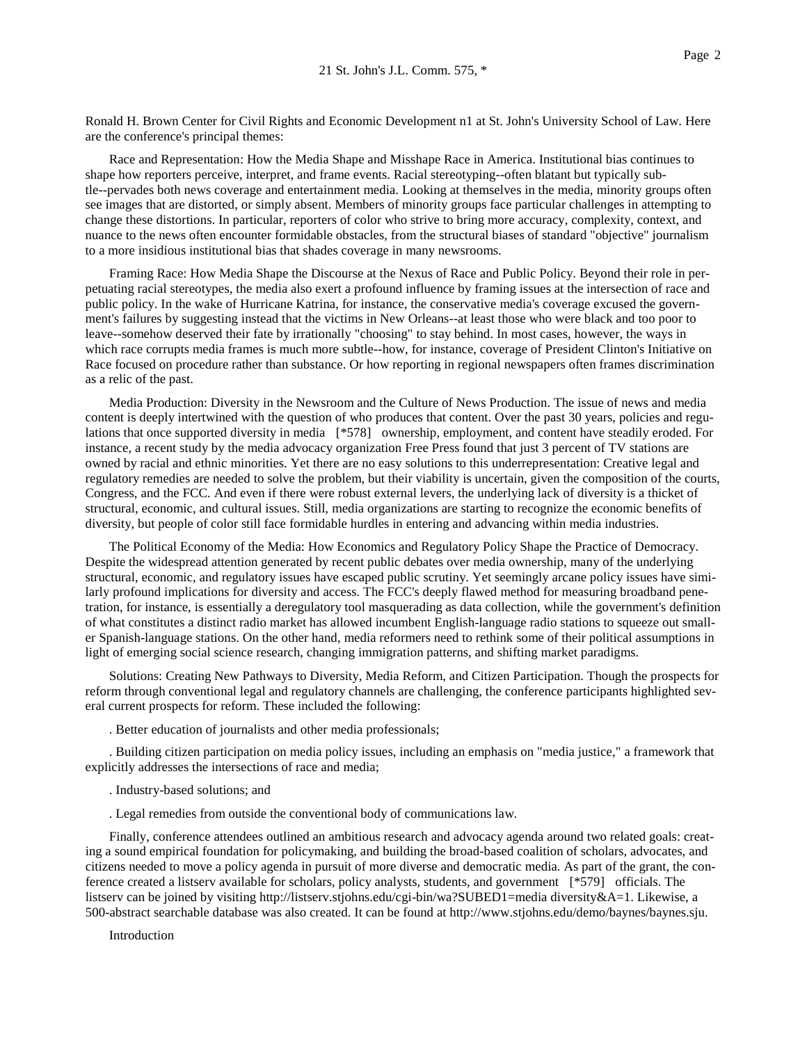Ronald H. Brown Center for Civil Rights and Economic Development n1 at St. John's University School of Law. Here are the conference's principal themes:

Race and Representation: How the Media Shape and Misshape Race in America. Institutional bias continues to shape how reporters perceive, interpret, and frame events. Racial stereotyping--often blatant but typically subtle--pervades both news coverage and entertainment media. Looking at themselves in the media, minority groups often see images that are distorted, or simply absent. Members of minority groups face particular challenges in attempting to change these distortions. In particular, reporters of color who strive to bring more accuracy, complexity, context, and nuance to the news often encounter formidable obstacles, from the structural biases of standard "objective" journalism to a more insidious institutional bias that shades coverage in many newsrooms.

Framing Race: How Media Shape the Discourse at the Nexus of Race and Public Policy. Beyond their role in perpetuating racial stereotypes, the media also exert a profound influence by framing issues at the intersection of race and public policy. In the wake of Hurricane Katrina, for instance, the conservative media's coverage excused the government's failures by suggesting instead that the victims in New Orleans--at least those who were black and too poor to leave--somehow deserved their fate by irrationally "choosing" to stay behind. In most cases, however, the ways in which race corrupts media frames is much more subtle--how, for instance, coverage of President Clinton's Initiative on Race focused on procedure rather than substance. Or how reporting in regional newspapers often frames discrimination as a relic of the past.

Media Production: Diversity in the Newsroom and the Culture of News Production. The issue of news and media content is deeply intertwined with the question of who produces that content. Over the past 30 years, policies and regulations that once supported diversity in media [*578] ownership, employment, and content have steadily eroded. For instance, a recent study by the media advocacy organization Free Press found that just 3 percent of TV stations are owned by racial and ethnic minorities. Yet there are no easy solutions to this underrepresentation: Creative legal and regulatory remedies are needed to solve the problem, but their viability is uncertain, given the composition of the courts, Congress, and the FCC. And even if there were robust external levers, the underlying lack of diversity is a thicket of structural, economic, and cultural issues. Still, media organizations are starting to recognize the economic benefits of diversity, but people of color still face formidable hurdles in entering and advancing within media industries.

The Political Economy of the Media: How Economics and Regulatory Policy Shape the Practice of Democracy. Despite the widespread attention generated by recent public debates over media ownership, many of the underlying structural, economic, and regulatory issues have escaped public scrutiny. Yet seemingly arcane policy issues have similarly profound implications for diversity and access. The FCC's deeply flawed method for measuring broadband penetration, for instance, is essentially a deregulatory tool masquerading as data collection, while the government's definition of what constitutes a distinct radio market has allowed incumbent English-language radio stations to squeeze out smaller Spanish-language stations. On the other hand, media reformers need to rethink some of their political assumptions in light of emerging social science research, changing immigration patterns, and shifting market paradigms.

Solutions: Creating New Pathways to Diversity, Media Reform, and Citizen Participation. Though the prospects for reform through conventional legal and regulatory channels are challenging, the conference participants highlighted several current prospects for reform. These included the following:

. Better education of journalists and other media professionals;

. Building citizen participation on media policy issues, including an emphasis on "media justice," a framework that explicitly addresses the intersections of race and media;

. Industry-based solutions; and

. Legal remedies from outside the conventional body of communications law.

Finally, conference attendees outlined an ambitious research and advocacy agenda around two related goals: creating a sound empirical foundation for policymaking, and building the broad-based coalition of scholars, advocates, and citizens needed to move a policy agenda in pursuit of more diverse and democratic media. As part of the grant, the conference created a listserv available for scholars, policy analysts, students, and government [*579] officials. The listserv can be joined by visiting http://listserv.stjohns.edu/cgi-bin/wa?SUBED1=media diversity&A=1. Likewise, a 500-abstract searchable database was also created. It can be found at http://www.stjohns.edu/demo/baynes/baynes.sju.

Introduction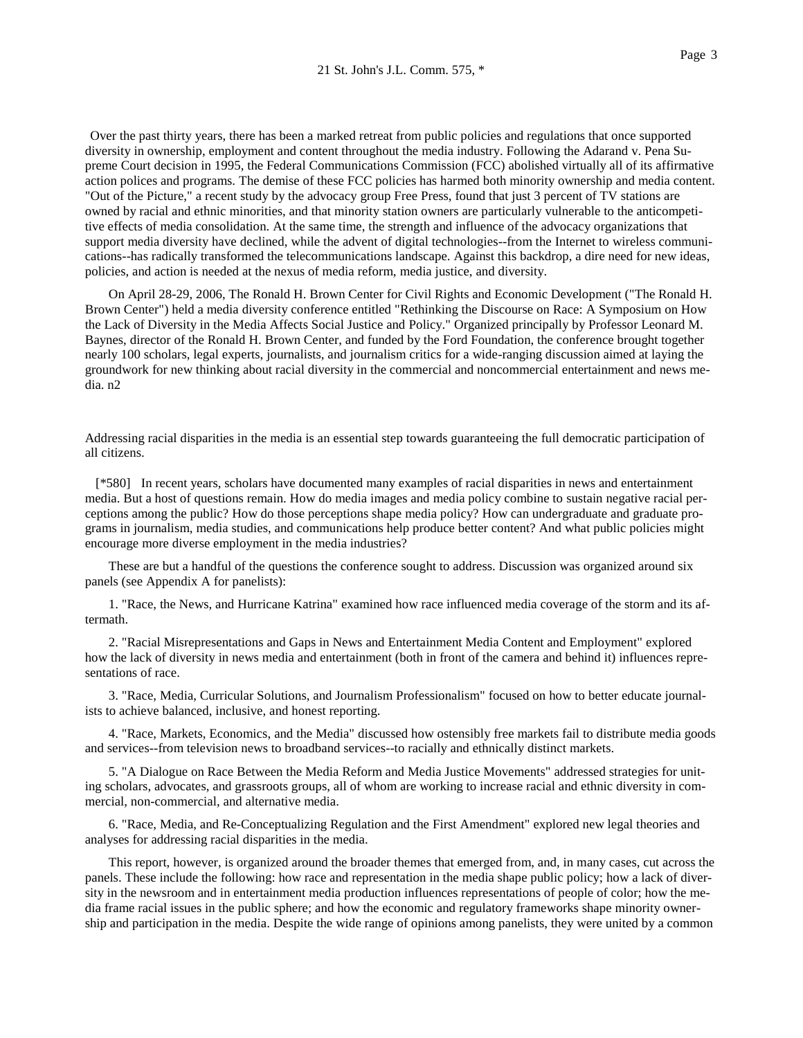Over the past thirty years, there has been a marked retreat from public policies and regulations that once supported diversity in ownership, employment and content throughout the media industry. Following the Adarand v. Pena Supreme Court decision in 1995, the Federal Communications Commission (FCC) abolished virtually all of its affirmative action polices and programs. The demise of these FCC policies has harmed both minority ownership and media content. "Out of the Picture," a recent study by the advocacy group Free Press, found that just 3 percent of TV stations are owned by racial and ethnic minorities, and that minority station owners are particularly vulnerable to the anticompetitive effects of media consolidation. At the same time, the strength and influence of the advocacy organizations that support media diversity have declined, while the advent of digital technologies--from the Internet to wireless communications--has radically transformed the telecommunications landscape. Against this backdrop, a dire need for new ideas, policies, and action is needed at the nexus of media reform, media justice, and diversity.

On April 28-29, 2006, The Ronald H. Brown Center for Civil Rights and Economic Development ("The Ronald H. Brown Center") held a media diversity conference entitled "Rethinking the Discourse on Race: A Symposium on How the Lack of Diversity in the Media Affects Social Justice and Policy." Organized principally by Professor Leonard M. Baynes, director of the Ronald H. Brown Center, and funded by the Ford Foundation, the conference brought together nearly 100 scholars, legal experts, journalists, and journalism critics for a wide-ranging discussion aimed at laying the groundwork for new thinking about racial diversity in the commercial and noncommercial entertainment and news media. n2

Addressing racial disparities in the media is an essential step towards guaranteeing the full democratic participation of all citizens.

[*580] In recent years, scholars have documented many examples of racial disparities in news and entertainment media. But a host of questions remain. How do media images and media policy combine to sustain negative racial perceptions among the public? How do those perceptions shape media policy? How can undergraduate and graduate programs in journalism, media studies, and communications help produce better content? And what public policies might encourage more diverse employment in the media industries?

These are but a handful of the questions the conference sought to address. Discussion was organized around six panels (see Appendix A for panelists):

1. "Race, the News, and Hurricane Katrina" examined how race influenced media coverage of the storm and its aftermath.

2. "Racial Misrepresentations and Gaps in News and Entertainment Media Content and Employment" explored how the lack of diversity in news media and entertainment (both in front of the camera and behind it) influences representations of race.

3. "Race, Media, Curricular Solutions, and Journalism Professionalism" focused on how to better educate journalists to achieve balanced, inclusive, and honest reporting.

4. "Race, Markets, Economics, and the Media" discussed how ostensibly free markets fail to distribute media goods and services--from television news to broadband services--to racially and ethnically distinct markets.

5. "A Dialogue on Race Between the Media Reform and Media Justice Movements" addressed strategies for uniting scholars, advocates, and grassroots groups, all of whom are working to increase racial and ethnic diversity in commercial, non-commercial, and alternative media.

6. "Race, Media, and Re-Conceptualizing Regulation and the First Amendment" explored new legal theories and analyses for addressing racial disparities in the media.

This report, however, is organized around the broader themes that emerged from, and, in many cases, cut across the panels. These include the following: how race and representation in the media shape public policy; how a lack of diversity in the newsroom and in entertainment media production influences representations of people of color; how the media frame racial issues in the public sphere; and how the economic and regulatory frameworks shape minority ownership and participation in the media. Despite the wide range of opinions among panelists, they were united by a common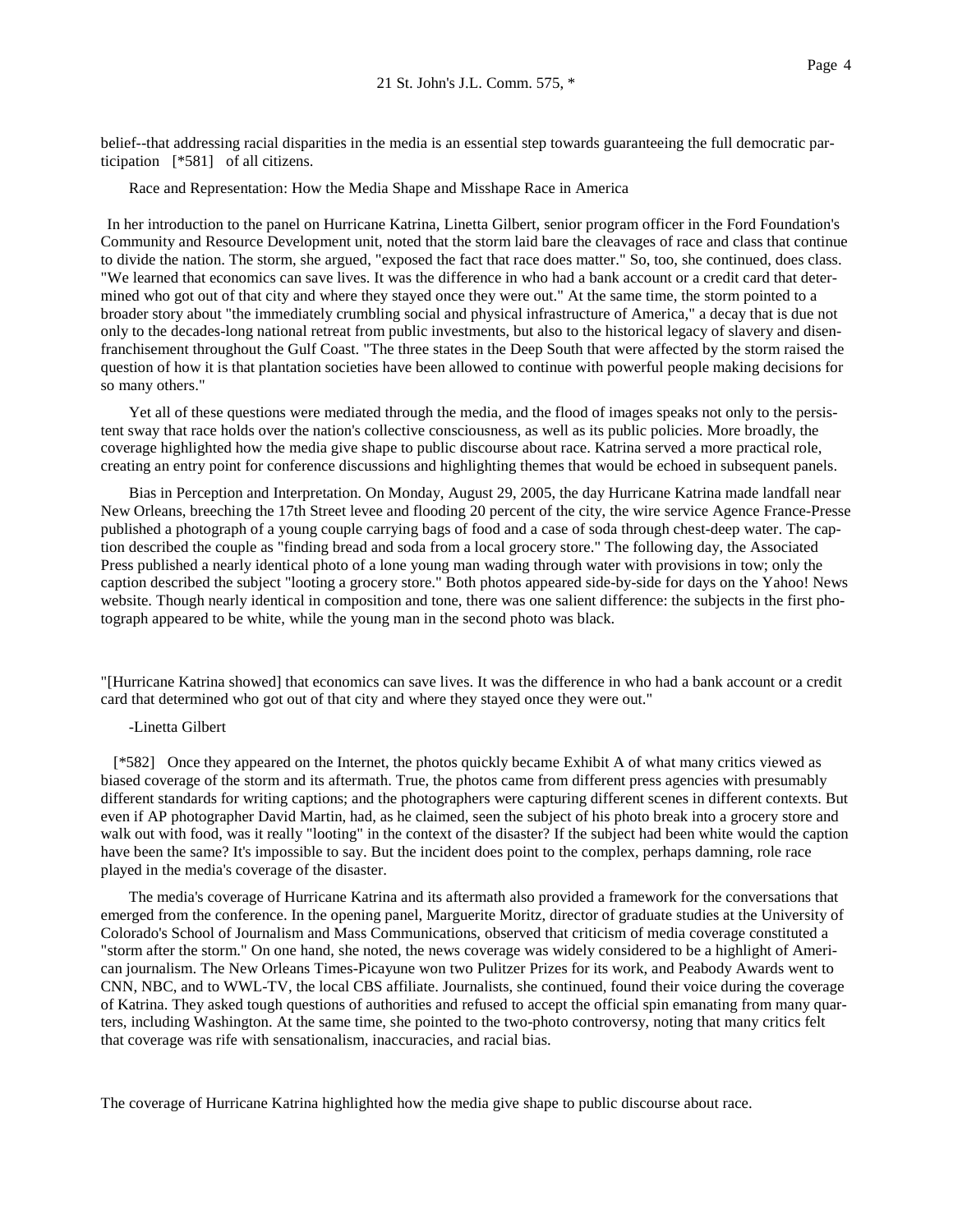belief--that addressing racial disparities in the media is an essential step towards guaranteeing the full democratic participation [*581] of all citizens.

Race and Representation: How the Media Shape and Misshape Race in America

In her introduction to the panel on Hurricane Katrina, Linetta Gilbert, senior program officer in the Ford Foundation's Community and Resource Development unit, noted that the storm laid bare the cleavages of race and class that continue to divide the nation. The storm, she argued, "exposed the fact that race does matter." So, too, she continued, does class. "We learned that economics can save lives. It was the difference in who had a bank account or a credit card that determined who got out of that city and where they stayed once they were out." At the same time, the storm pointed to a broader story about "the immediately crumbling social and physical infrastructure of America," a decay that is due not only to the decades-long national retreat from public investments, but also to the historical legacy of slavery and disenfranchisement throughout the Gulf Coast. "The three states in the Deep South that were affected by the storm raised the question of how it is that plantation societies have been allowed to continue with powerful people making decisions for so many others."

Yet all of these questions were mediated through the media, and the flood of images speaks not only to the persistent sway that race holds over the nation's collective consciousness, as well as its public policies. More broadly, the coverage highlighted how the media give shape to public discourse about race. Katrina served a more practical role, creating an entry point for conference discussions and highlighting themes that would be echoed in subsequent panels.

Bias in Perception and Interpretation. On Monday, August 29, 2005, the day Hurricane Katrina made landfall near New Orleans, breeching the 17th Street levee and flooding 20 percent of the city, the wire service Agence France-Presse published a photograph of a young couple carrying bags of food and a case of soda through chest-deep water. The caption described the couple as "finding bread and soda from a local grocery store." The following day, the Associated Press published a nearly identical photo of a lone young man wading through water with provisions in tow; only the caption described the subject "looting a grocery store." Both photos appeared side-by-side for days on the Yahoo! News website. Though nearly identical in composition and tone, there was one salient difference: the subjects in the first photograph appeared to be white, while the young man in the second photo was black.

"[Hurricane Katrina showed] that economics can save lives. It was the difference in who had a bank account or a credit card that determined who got out of that city and where they stayed once they were out."

-Linetta Gilbert

[*582] Once they appeared on the Internet, the photos quickly became Exhibit A of what many critics viewed as biased coverage of the storm and its aftermath. True, the photos came from different press agencies with presumably different standards for writing captions; and the photographers were capturing different scenes in different contexts. But even if AP photographer David Martin, had, as he claimed, seen the subject of his photo break into a grocery store and walk out with food, was it really "looting" in the context of the disaster? If the subject had been white would the caption have been the same? It's impossible to say. But the incident does point to the complex, perhaps damning, role race played in the media's coverage of the disaster.

The media's coverage of Hurricane Katrina and its aftermath also provided a framework for the conversations that emerged from the conference. In the opening panel, Marguerite Moritz, director of graduate studies at the University of Colorado's School of Journalism and Mass Communications, observed that criticism of media coverage constituted a "storm after the storm." On one hand, she noted, the news coverage was widely considered to be a highlight of American journalism. The New Orleans Times-Picayune won two Pulitzer Prizes for its work, and Peabody Awards went to CNN, NBC, and to WWL-TV, the local CBS affiliate. Journalists, she continued, found their voice during the coverage of Katrina. They asked tough questions of authorities and refused to accept the official spin emanating from many quarters, including Washington. At the same time, she pointed to the two-photo controversy, noting that many critics felt that coverage was rife with sensationalism, inaccuracies, and racial bias.

The coverage of Hurricane Katrina highlighted how the media give shape to public discourse about race.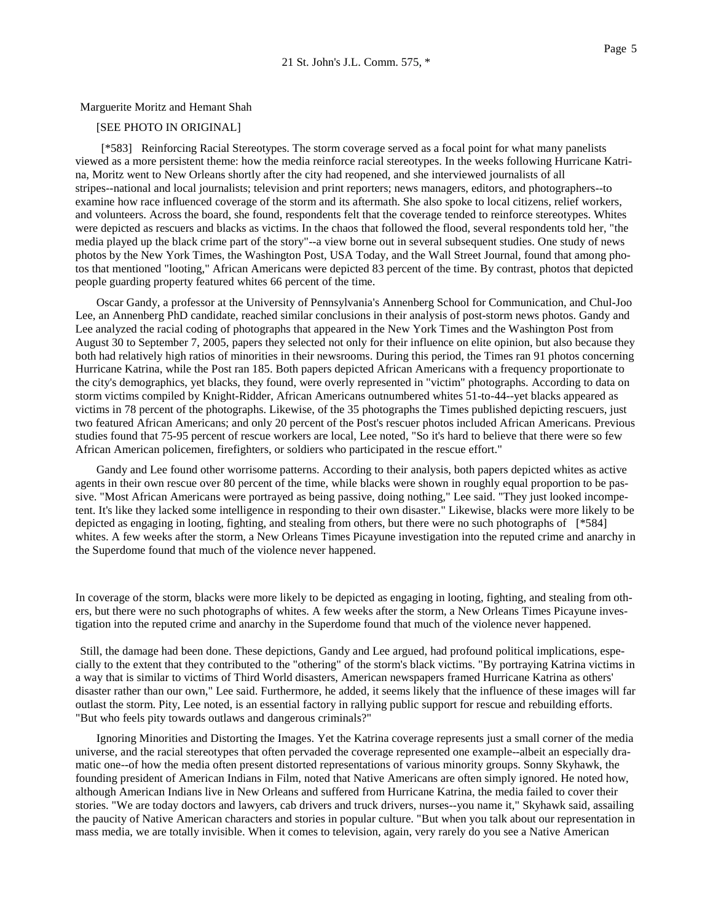Marguerite Moritz and Hemant Shah

[SEE PHOTO IN ORIGINAL]

[*583] Reinforcing Racial Stereotypes. The storm coverage served as a focal point for what many panelists viewed as a more persistent theme: how the media reinforce racial stereotypes. In the weeks following Hurricane Katrina, Moritz went to New Orleans shortly after the city had reopened, and she interviewed journalists of all stripes--national and local journalists; television and print reporters; news managers, editors, and photographers--to examine how race influenced coverage of the storm and its aftermath. She also spoke to local citizens, relief workers, and volunteers. Across the board, she found, respondents felt that the coverage tended to reinforce stereotypes. Whites were depicted as rescuers and blacks as victims. In the chaos that followed the flood, several respondents told her, "the media played up the black crime part of the story"--a view borne out in several subsequent studies. One study of news photos by the New York Times, the Washington Post, USA Today, and the Wall Street Journal, found that among photos that mentioned "looting," African Americans were depicted 83 percent of the time. By contrast, photos that depicted people guarding property featured whites 66 percent of the time.

Oscar Gandy, a professor at the University of Pennsylvania's Annenberg School for Communication, and Chul-Joo Lee, an Annenberg PhD candidate, reached similar conclusions in their analysis of post-storm news photos. Gandy and Lee analyzed the racial coding of photographs that appeared in the New York Times and the Washington Post from August 30 to September 7, 2005, papers they selected not only for their influence on elite opinion, but also because they both had relatively high ratios of minorities in their newsrooms. During this period, the Times ran 91 photos concerning Hurricane Katrina, while the Post ran 185. Both papers depicted African Americans with a frequency proportionate to the city's demographics, yet blacks, they found, were overly represented in "victim" photographs. According to data on storm victims compiled by Knight-Ridder, African Americans outnumbered whites 51-to-44--yet blacks appeared as victims in 78 percent of the photographs. Likewise, of the 35 photographs the Times published depicting rescuers, just two featured African Americans; and only 20 percent of the Post's rescuer photos included African Americans. Previous studies found that 75-95 percent of rescue workers are local, Lee noted, "So it's hard to believe that there were so few African American policemen, firefighters, or soldiers who participated in the rescue effort."

Gandy and Lee found other worrisome patterns. According to their analysis, both papers depicted whites as active agents in their own rescue over 80 percent of the time, while blacks were shown in roughly equal proportion to be passive. "Most African Americans were portrayed as being passive, doing nothing," Lee said. "They just looked incompetent. It's like they lacked some intelligence in responding to their own disaster." Likewise, blacks were more likely to be depicted as engaging in looting, fighting, and stealing from others, but there were no such photographs of [*584] whites. A few weeks after the storm, a New Orleans Times Picayune investigation into the reputed crime and anarchy in the Superdome found that much of the violence never happened.

In coverage of the storm, blacks were more likely to be depicted as engaging in looting, fighting, and stealing from others, but there were no such photographs of whites. A few weeks after the storm, a New Orleans Times Picayune investigation into the reputed crime and anarchy in the Superdome found that much of the violence never happened.

Still, the damage had been done. These depictions, Gandy and Lee argued, had profound political implications, especially to the extent that they contributed to the "othering" of the storm's black victims. "By portraying Katrina victims in a way that is similar to victims of Third World disasters, American newspapers framed Hurricane Katrina as others' disaster rather than our own," Lee said. Furthermore, he added, it seems likely that the influence of these images will far outlast the storm. Pity, Lee noted, is an essential factory in rallying public support for rescue and rebuilding efforts. "But who feels pity towards outlaws and dangerous criminals?"

Ignoring Minorities and Distorting the Images. Yet the Katrina coverage represents just a small corner of the media universe, and the racial stereotypes that often pervaded the coverage represented one example--albeit an especially dramatic one--of how the media often present distorted representations of various minority groups. Sonny Skyhawk, the founding president of American Indians in Film, noted that Native Americans are often simply ignored. He noted how, although American Indians live in New Orleans and suffered from Hurricane Katrina, the media failed to cover their stories. "We are today doctors and lawyers, cab drivers and truck drivers, nurses--you name it," Skyhawk said, assailing the paucity of Native American characters and stories in popular culture. "But when you talk about our representation in mass media, we are totally invisible. When it comes to television, again, very rarely do you see a Native American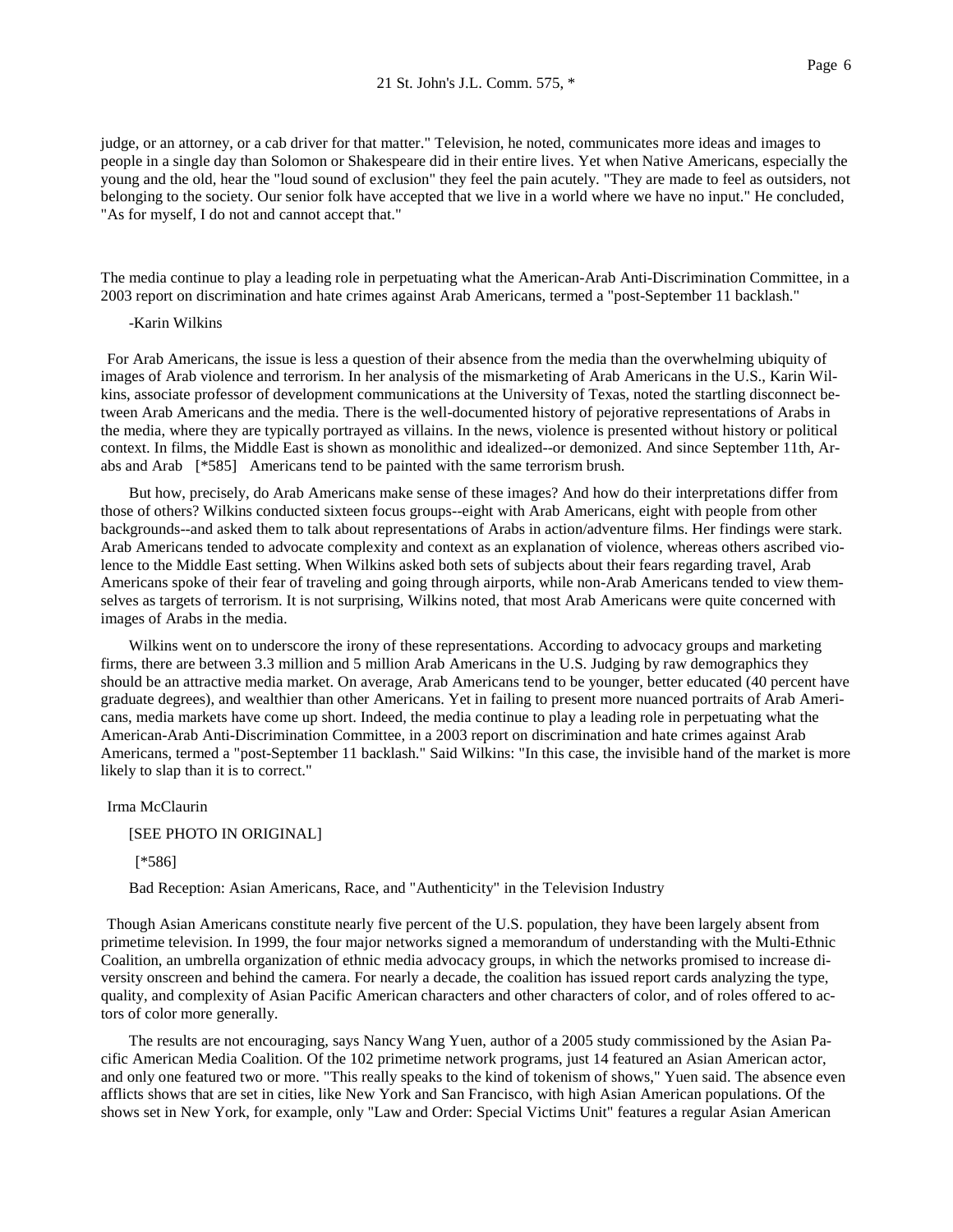judge, or an attorney, or a cab driver for that matter." Television, he noted, communicates more ideas and images to people in a single day than Solomon or Shakespeare did in their entire lives. Yet when Native Americans, especially the young and the old, hear the "loud sound of exclusion" they feel the pain acutely. "They are made to feel as outsiders, not belonging to the society. Our senior folk have accepted that we live in a world where we have no input." He concluded, "As for myself, I do not and cannot accept that."

The media continue to play a leading role in perpetuating what the American-Arab Anti-Discrimination Committee, in a 2003 report on discrimination and hate crimes against Arab Americans, termed a "post-September 11 backlash."

-Karin Wilkins

For Arab Americans, the issue is less a question of their absence from the media than the overwhelming ubiquity of images of Arab violence and terrorism. In her analysis of the mismarketing of Arab Americans in the U.S., Karin Wilkins, associate professor of development communications at the University of Texas, noted the startling disconnect between Arab Americans and the media. There is the well-documented history of pejorative representations of Arabs in the media, where they are typically portrayed as villains. In the news, violence is presented without history or political context. In films, the Middle East is shown as monolithic and idealized--or demonized. And since September 11th, Arabs and Arab [*585] Americans tend to be painted with the same terrorism brush.

But how, precisely, do Arab Americans make sense of these images? And how do their interpretations differ from those of others? Wilkins conducted sixteen focus groups--eight with Arab Americans, eight with people from other backgrounds--and asked them to talk about representations of Arabs in action/adventure films. Her findings were stark. Arab Americans tended to advocate complexity and context as an explanation of violence, whereas others ascribed violence to the Middle East setting. When Wilkins asked both sets of subjects about their fears regarding travel, Arab Americans spoke of their fear of traveling and going through airports, while non-Arab Americans tended to view themselves as targets of terrorism. It is not surprising, Wilkins noted, that most Arab Americans were quite concerned with images of Arabs in the media.

Wilkins went on to underscore the irony of these representations. According to advocacy groups and marketing firms, there are between 3.3 million and 5 million Arab Americans in the U.S. Judging by raw demographics they should be an attractive media market. On average, Arab Americans tend to be younger, better educated (40 percent have graduate degrees), and wealthier than other Americans. Yet in failing to present more nuanced portraits of Arab Americans, media markets have come up short. Indeed, the media continue to play a leading role in perpetuating what the American-Arab Anti-Discrimination Committee, in a 2003 report on discrimination and hate crimes against Arab Americans, termed a "post-September 11 backlash." Said Wilkins: "In this case, the invisible hand of the market is more likely to slap than it is to correct."

Irma McClaurin

[SEE PHOTO IN ORIGINAL]

[*586]

Bad Reception: Asian Americans, Race, and "Authenticity" in the Television Industry

Though Asian Americans constitute nearly five percent of the U.S. population, they have been largely absent from primetime television. In 1999, the four major networks signed a memorandum of understanding with the Multi-Ethnic Coalition, an umbrella organization of ethnic media advocacy groups, in which the networks promised to increase diversity onscreen and behind the camera. For nearly a decade, the coalition has issued report cards analyzing the type, quality, and complexity of Asian Pacific American characters and other characters of color, and of roles offered to actors of color more generally.

The results are not encouraging, says Nancy Wang Yuen, author of a 2005 study commissioned by the Asian Pacific American Media Coalition. Of the 102 primetime network programs, just 14 featured an Asian American actor, and only one featured two or more. "This really speaks to the kind of tokenism of shows," Yuen said. The absence even afflicts shows that are set in cities, like New York and San Francisco, with high Asian American populations. Of the shows set in New York, for example, only "Law and Order: Special Victims Unit" features a regular Asian American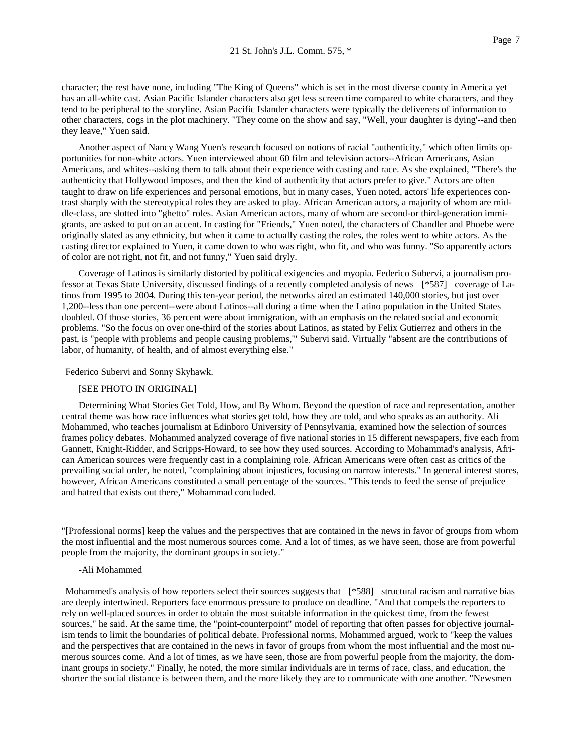character; the rest have none, including "The King of Queens" which is set in the most diverse county in America yet has an all-white cast. Asian Pacific Islander characters also get less screen time compared to white characters, and they tend to be peripheral to the storyline. Asian Pacific Islander characters were typically the deliverers of information to other characters, cogs in the plot machinery. "They come on the show and say, "Well, your daughter is dying'--and then they leave," Yuen said.

Another aspect of Nancy Wang Yuen's research focused on notions of racial "authenticity," which often limits opportunities for non-white actors. Yuen interviewed about 60 film and television actors--African Americans, Asian Americans, and whites--asking them to talk about their experience with casting and race. As she explained, "There's the authenticity that Hollywood imposes, and then the kind of authenticity that actors prefer to give." Actors are often taught to draw on life experiences and personal emotions, but in many cases, Yuen noted, actors' life experiences contrast sharply with the stereotypical roles they are asked to play. African American actors, a majority of whom are middle-class, are slotted into "ghetto" roles. Asian American actors, many of whom are second-or third-generation immigrants, are asked to put on an accent. In casting for "Friends," Yuen noted, the characters of Chandler and Phoebe were originally slated as any ethnicity, but when it came to actually casting the roles, the roles went to white actors. As the casting director explained to Yuen, it came down to who was right, who fit, and who was funny. "So apparently actors of color are not right, not fit, and not funny," Yuen said dryly.

Coverage of Latinos is similarly distorted by political exigencies and myopia. Federico Subervi, a journalism professor at Texas State University, discussed findings of a recently completed analysis of news [*587] coverage of Latinos from 1995 to 2004. During this ten-year period, the networks aired an estimated 140,000 stories, but just over 1,200--less than one percent--were about Latinos--all during a time when the Latino population in the United States doubled. Of those stories, 36 percent were about immigration, with an emphasis on the related social and economic problems. "So the focus on over one-third of the stories about Latinos, as stated by Felix Gutierrez and others in the past, is "people with problems and people causing problems,'" Subervi said. Virtually "absent are the contributions of labor, of humanity, of health, and of almost everything else."

Federico Subervi and Sonny Skyhawk.

[SEE PHOTO IN ORIGINAL]

Determining What Stories Get Told, How, and By Whom. Beyond the question of race and representation, another central theme was how race influences what stories get told, how they are told, and who speaks as an authority. Ali Mohammed, who teaches journalism at Edinboro University of Pennsylvania, examined how the selection of sources frames policy debates. Mohammed analyzed coverage of five national stories in 15 different newspapers, five each from Gannett, Knight-Ridder, and Scripps-Howard, to see how they used sources. According to Mohammad's analysis, African American sources were frequently cast in a complaining role. African Americans were often cast as critics of the prevailing social order, he noted, "complaining about injustices, focusing on narrow interests." In general interest stores, however, African Americans constituted a small percentage of the sources. "This tends to feed the sense of prejudice and hatred that exists out there," Mohammad concluded.

"[Professional norms] keep the values and the perspectives that are contained in the news in favor of groups from whom the most influential and the most numerous sources come. And a lot of times, as we have seen, those are from powerful people from the majority, the dominant groups in society."

-Ali Mohammed

Mohammed's analysis of how reporters select their sources suggests that [*588] structural racism and narrative bias are deeply intertwined. Reporters face enormous pressure to produce on deadline. "And that compels the reporters to rely on well-placed sources in order to obtain the most suitable information in the quickest time, from the fewest sources," he said. At the same time, the "point-counterpoint" model of reporting that often passes for objective journalism tends to limit the boundaries of political debate. Professional norms, Mohammed argued, work to "keep the values and the perspectives that are contained in the news in favor of groups from whom the most influential and the most numerous sources come. And a lot of times, as we have seen, those are from powerful people from the majority, the dominant groups in society." Finally, he noted, the more similar individuals are in terms of race, class, and education, the shorter the social distance is between them, and the more likely they are to communicate with one another. "Newsmen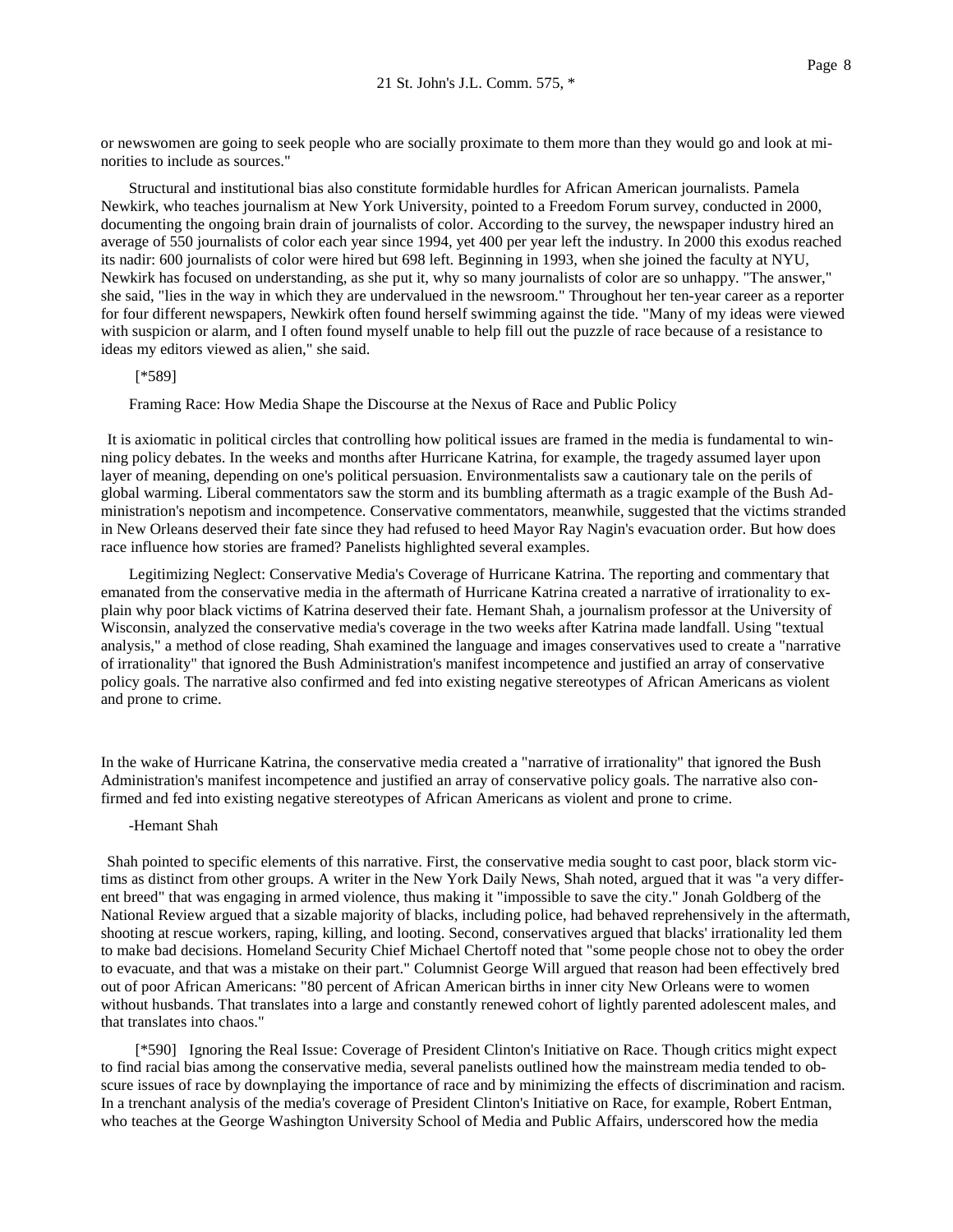or newswomen are going to seek people who are socially proximate to them more than they would go and look at minorities to include as sources."

Structural and institutional bias also constitute formidable hurdles for African American journalists. Pamela Newkirk, who teaches journalism at New York University, pointed to a Freedom Forum survey, conducted in 2000, documenting the ongoing brain drain of journalists of color. According to the survey, the newspaper industry hired an average of 550 journalists of color each year since 1994, yet 400 per year left the industry. In 2000 this exodus reached its nadir: 600 journalists of color were hired but 698 left. Beginning in 1993, when she joined the faculty at NYU, Newkirk has focused on understanding, as she put it, why so many journalists of color are so unhappy. "The answer," she said, "lies in the way in which they are undervalued in the newsroom." Throughout her ten-year career as a reporter for four different newspapers, Newkirk often found herself swimming against the tide. "Many of my ideas were viewed with suspicion or alarm, and I often found myself unable to help fill out the puzzle of race because of a resistance to ideas my editors viewed as alien," she said.

[*589]

Framing Race: How Media Shape the Discourse at the Nexus of Race and Public Policy

It is axiomatic in political circles that controlling how political issues are framed in the media is fundamental to winning policy debates. In the weeks and months after Hurricane Katrina, for example, the tragedy assumed layer upon layer of meaning, depending on one's political persuasion. Environmentalists saw a cautionary tale on the perils of global warming. Liberal commentators saw the storm and its bumbling aftermath as a tragic example of the Bush Administration's nepotism and incompetence. Conservative commentators, meanwhile, suggested that the victims stranded in New Orleans deserved their fate since they had refused to heed Mayor Ray Nagin's evacuation order. But how does race influence how stories are framed? Panelists highlighted several examples.

Legitimizing Neglect: Conservative Media's Coverage of Hurricane Katrina. The reporting and commentary that emanated from the conservative media in the aftermath of Hurricane Katrina created a narrative of irrationality to explain why poor black victims of Katrina deserved their fate. Hemant Shah, a journalism professor at the University of Wisconsin, analyzed the conservative media's coverage in the two weeks after Katrina made landfall. Using "textual analysis," a method of close reading, Shah examined the language and images conservatives used to create a "narrative of irrationality" that ignored the Bush Administration's manifest incompetence and justified an array of conservative policy goals. The narrative also confirmed and fed into existing negative stereotypes of African Americans as violent and prone to crime.

In the wake of Hurricane Katrina, the conservative media created a "narrative of irrationality" that ignored the Bush Administration's manifest incompetence and justified an array of conservative policy goals. The narrative also confirmed and fed into existing negative stereotypes of African Americans as violent and prone to crime.

-Hemant Shah

Shah pointed to specific elements of this narrative. First, the conservative media sought to cast poor, black storm victims as distinct from other groups. A writer in the New York Daily News, Shah noted, argued that it was "a very different breed" that was engaging in armed violence, thus making it "impossible to save the city." Jonah Goldberg of the National Review argued that a sizable majority of blacks, including police, had behaved reprehensively in the aftermath, shooting at rescue workers, raping, killing, and looting. Second, conservatives argued that blacks' irrationality led them to make bad decisions. Homeland Security Chief Michael Chertoff noted that "some people chose not to obey the order to evacuate, and that was a mistake on their part." Columnist George Will argued that reason had been effectively bred out of poor African Americans: "80 percent of African American births in inner city New Orleans were to women without husbands. That translates into a large and constantly renewed cohort of lightly parented adolescent males, and that translates into chaos."

[*590] Ignoring the Real Issue: Coverage of President Clinton's Initiative on Race. Though critics might expect to find racial bias among the conservative media, several panelists outlined how the mainstream media tended to obscure issues of race by downplaying the importance of race and by minimizing the effects of discrimination and racism. In a trenchant analysis of the media's coverage of President Clinton's Initiative on Race, for example, Robert Entman, who teaches at the George Washington University School of Media and Public Affairs, underscored how the media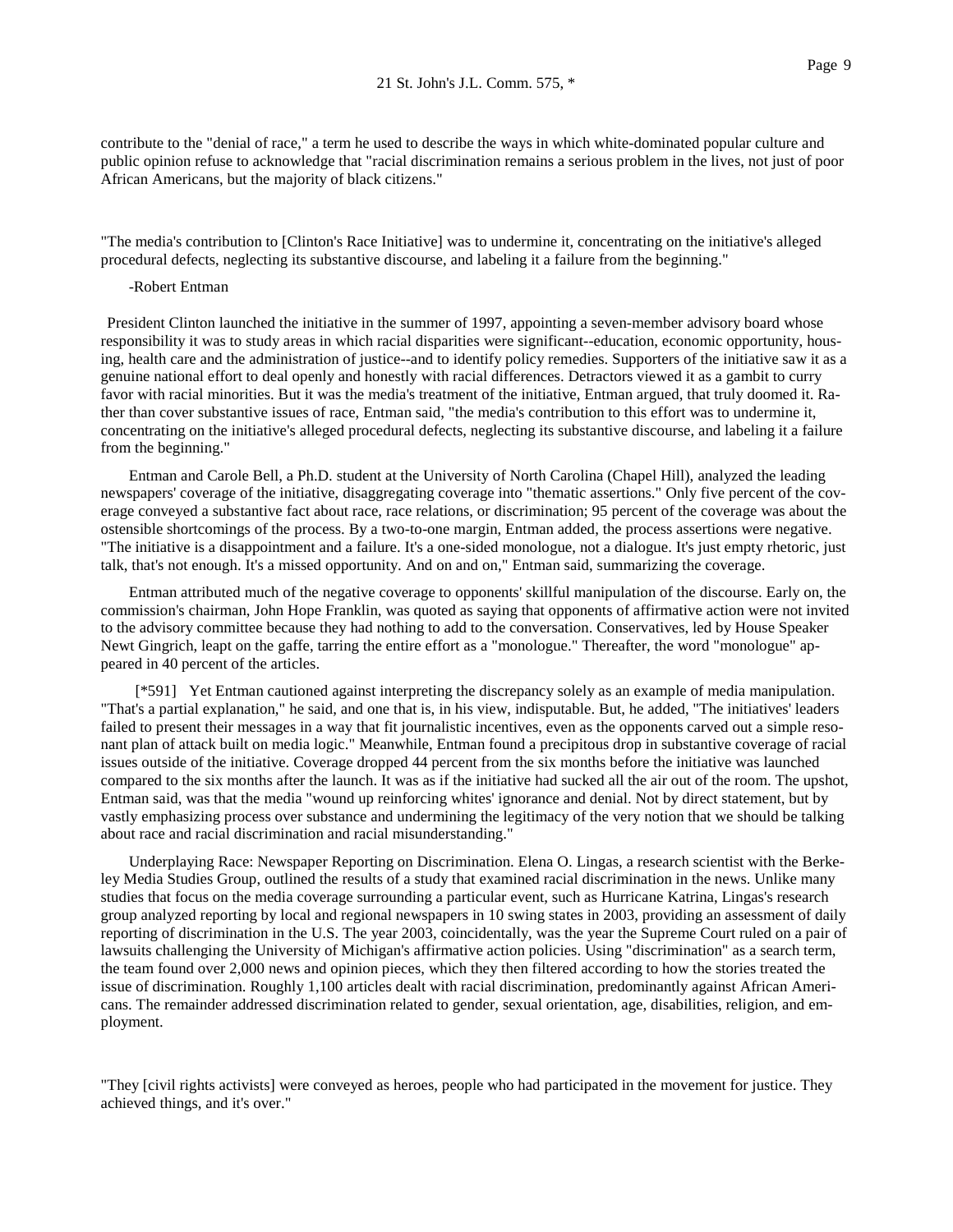contribute to the "denial of race," a term he used to describe the ways in which white-dominated popular culture and public opinion refuse to acknowledge that "racial discrimination remains a serious problem in the lives, not just of poor African Americans, but the majority of black citizens."

"The media's contribution to [Clinton's Race Initiative] was to undermine it, concentrating on the initiative's alleged procedural defects, neglecting its substantive discourse, and labeling it a failure from the beginning."

-Robert Entman

President Clinton launched the initiative in the summer of 1997, appointing a seven-member advisory board whose responsibility it was to study areas in which racial disparities were significant--education, economic opportunity, housing, health care and the administration of justice--and to identify policy remedies. Supporters of the initiative saw it as a genuine national effort to deal openly and honestly with racial differences. Detractors viewed it as a gambit to curry favor with racial minorities. But it was the media's treatment of the initiative, Entman argued, that truly doomed it. Rather than cover substantive issues of race, Entman said, "the media's contribution to this effort was to undermine it, concentrating on the initiative's alleged procedural defects, neglecting its substantive discourse, and labeling it a failure from the beginning."

Entman and Carole Bell, a Ph.D. student at the University of North Carolina (Chapel Hill), analyzed the leading newspapers' coverage of the initiative, disaggregating coverage into "thematic assertions." Only five percent of the coverage conveyed a substantive fact about race, race relations, or discrimination; 95 percent of the coverage was about the ostensible shortcomings of the process. By a two-to-one margin, Entman added, the process assertions were negative. "The initiative is a disappointment and a failure. It's a one-sided monologue, not a dialogue. It's just empty rhetoric, just talk, that's not enough. It's a missed opportunity. And on and on," Entman said, summarizing the coverage.

Entman attributed much of the negative coverage to opponents' skillful manipulation of the discourse. Early on, the commission's chairman, John Hope Franklin, was quoted as saying that opponents of affirmative action were not invited to the advisory committee because they had nothing to add to the conversation. Conservatives, led by House Speaker Newt Gingrich, leapt on the gaffe, tarring the entire effort as a "monologue." Thereafter, the word "monologue" appeared in 40 percent of the articles.

[*591] Yet Entman cautioned against interpreting the discrepancy solely as an example of media manipulation. "That's a partial explanation," he said, and one that is, in his view, indisputable. But, he added, "The initiatives' leaders failed to present their messages in a way that fit journalistic incentives, even as the opponents carved out a simple resonant plan of attack built on media logic." Meanwhile, Entman found a precipitous drop in substantive coverage of racial issues outside of the initiative. Coverage dropped 44 percent from the six months before the initiative was launched compared to the six months after the launch. It was as if the initiative had sucked all the air out of the room. The upshot, Entman said, was that the media "wound up reinforcing whites' ignorance and denial. Not by direct statement, but by vastly emphasizing process over substance and undermining the legitimacy of the very notion that we should be talking about race and racial discrimination and racial misunderstanding."

Underplaying Race: Newspaper Reporting on Discrimination. Elena O. Lingas, a research scientist with the Berkeley Media Studies Group, outlined the results of a study that examined racial discrimination in the news. Unlike many studies that focus on the media coverage surrounding a particular event, such as Hurricane Katrina, Lingas's research group analyzed reporting by local and regional newspapers in 10 swing states in 2003, providing an assessment of daily reporting of discrimination in the U.S. The year 2003, coincidentally, was the year the Supreme Court ruled on a pair of lawsuits challenging the University of Michigan's affirmative action policies. Using "discrimination" as a search term, the team found over 2,000 news and opinion pieces, which they then filtered according to how the stories treated the issue of discrimination. Roughly 1,100 articles dealt with racial discrimination, predominantly against African Americans. The remainder addressed discrimination related to gender, sexual orientation, age, disabilities, religion, and employment.

"They [civil rights activists] were conveyed as heroes, people who had participated in the movement for justice. They achieved things, and it's over."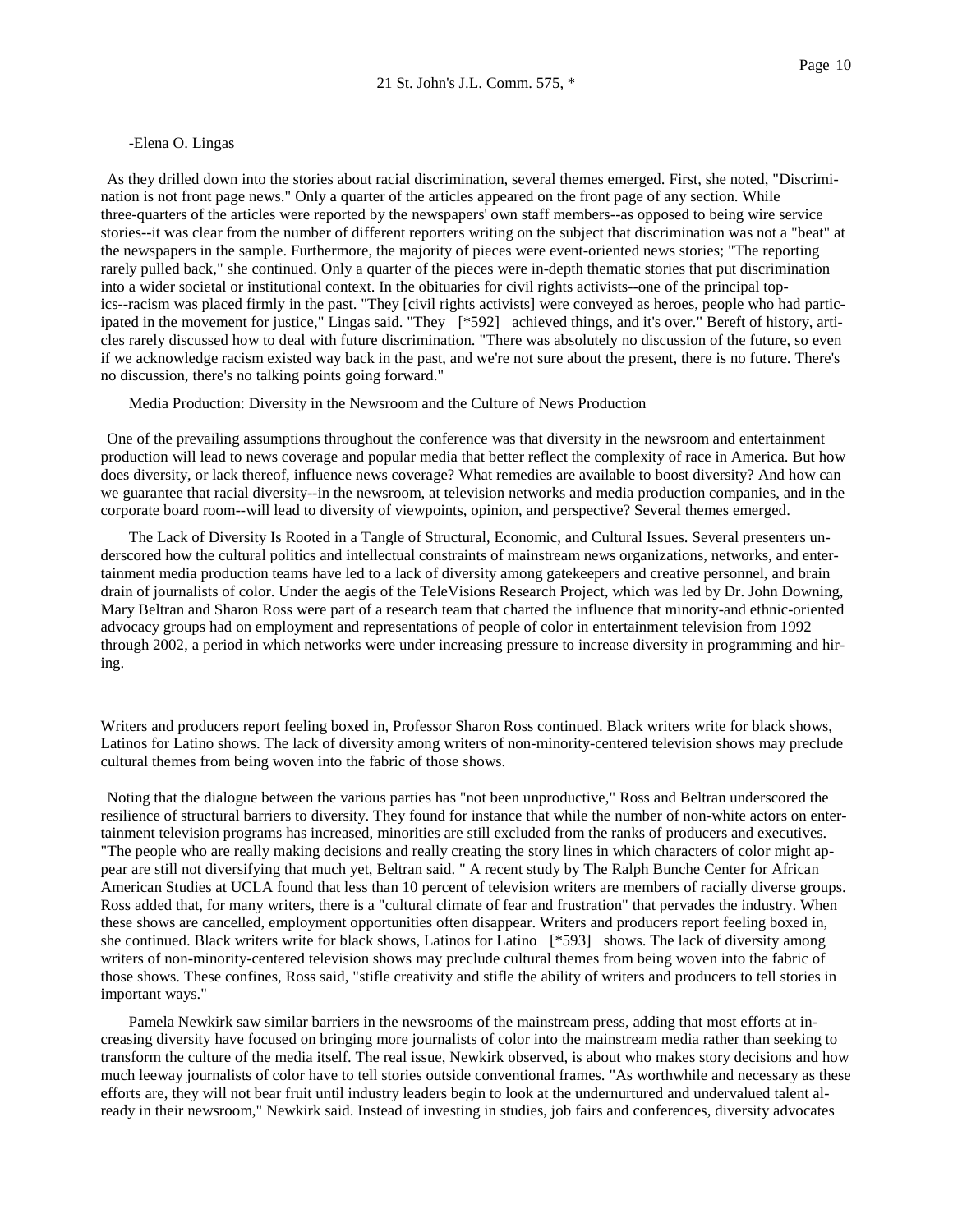-Elena O. Lingas

As they drilled down into the stories about racial discrimination, several themes emerged. First, she noted, "Discrimination is not front page news." Only a quarter of the articles appeared on the front page of any section. While three-quarters of the articles were reported by the newspapers' own staff members--as opposed to being wire service stories--it was clear from the number of different reporters writing on the subject that discrimination was not a "beat" at the newspapers in the sample. Furthermore, the majority of pieces were event-oriented news stories; "The reporting rarely pulled back," she continued. Only a quarter of the pieces were in-depth thematic stories that put discrimination into a wider societal or institutional context. In the obituaries for civil rights activists--one of the principal topics--racism was placed firmly in the past. "They [civil rights activists] were conveyed as heroes, people who had participated in the movement for justice," Lingas said. "They [*592] achieved things, and it's over." Bereft of history, articles rarely discussed how to deal with future discrimination. "There was absolutely no discussion of the future, so even if we acknowledge racism existed way back in the past, and we're not sure about the present, there is no future. There's no discussion, there's no talking points going forward."

Media Production: Diversity in the Newsroom and the Culture of News Production

One of the prevailing assumptions throughout the conference was that diversity in the newsroom and entertainment production will lead to news coverage and popular media that better reflect the complexity of race in America. But how does diversity, or lack thereof, influence news coverage? What remedies are available to boost diversity? And how can we guarantee that racial diversity--in the newsroom, at television networks and media production companies, and in the corporate board room--will lead to diversity of viewpoints, opinion, and perspective? Several themes emerged.

The Lack of Diversity Is Rooted in a Tangle of Structural, Economic, and Cultural Issues. Several presenters underscored how the cultural politics and intellectual constraints of mainstream news organizations, networks, and entertainment media production teams have led to a lack of diversity among gatekeepers and creative personnel, and brain drain of journalists of color. Under the aegis of the TeleVisions Research Project, which was led by Dr. John Downing, Mary Beltran and Sharon Ross were part of a research team that charted the influence that minority-and ethnic-oriented advocacy groups had on employment and representations of people of color in entertainment television from 1992 through 2002, a period in which networks were under increasing pressure to increase diversity in programming and hiring.

Writers and producers report feeling boxed in, Professor Sharon Ross continued. Black writers write for black shows, Latinos for Latino shows. The lack of diversity among writers of non-minority-centered television shows may preclude cultural themes from being woven into the fabric of those shows.

Noting that the dialogue between the various parties has "not been unproductive," Ross and Beltran underscored the resilience of structural barriers to diversity. They found for instance that while the number of non-white actors on entertainment television programs has increased, minorities are still excluded from the ranks of producers and executives. "The people who are really making decisions and really creating the story lines in which characters of color might appear are still not diversifying that much yet, Beltran said. " A recent study by The Ralph Bunche Center for African American Studies at UCLA found that less than 10 percent of television writers are members of racially diverse groups. Ross added that, for many writers, there is a "cultural climate of fear and frustration" that pervades the industry. When these shows are cancelled, employment opportunities often disappear. Writers and producers report feeling boxed in, she continued. Black writers write for black shows, Latinos for Latino [*593] shows. The lack of diversity among writers of non-minority-centered television shows may preclude cultural themes from being woven into the fabric of those shows. These confines, Ross said, "stifle creativity and stifle the ability of writers and producers to tell stories in important ways."

Pamela Newkirk saw similar barriers in the newsrooms of the mainstream press, adding that most efforts at increasing diversity have focused on bringing more journalists of color into the mainstream media rather than seeking to transform the culture of the media itself. The real issue, Newkirk observed, is about who makes story decisions and how much leeway journalists of color have to tell stories outside conventional frames. "As worthwhile and necessary as these efforts are, they will not bear fruit until industry leaders begin to look at the undernurtured and undervalued talent already in their newsroom," Newkirk said. Instead of investing in studies, job fairs and conferences, diversity advocates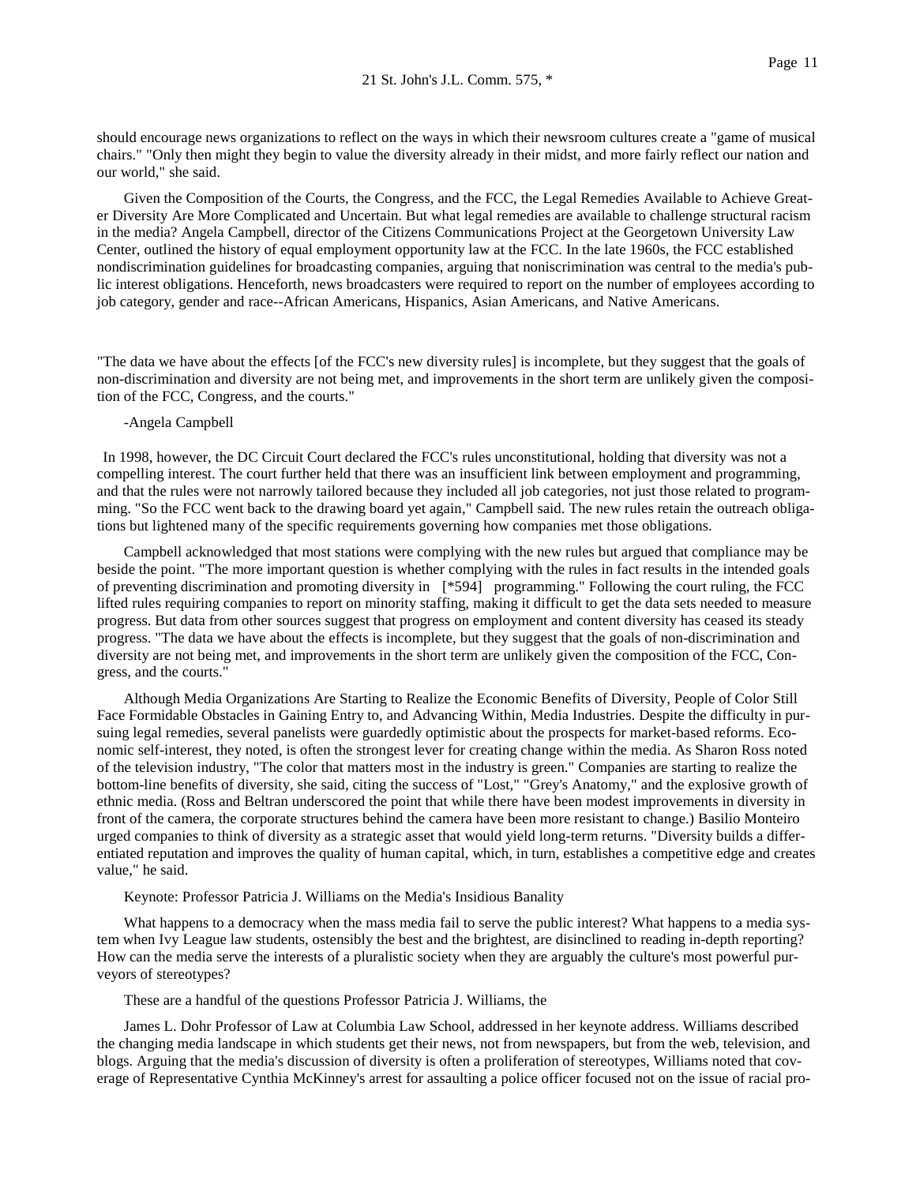should encourage news organizations to reflect on the ways in which their newsroom cultures create a "game of musical chairs." "Only then might they begin to value the diversity already in their midst, and more fairly reflect our nation and our world," she said.

Given the Composition of the Courts, the Congress, and the FCC, the Legal Remedies Available to Achieve Greater Diversity Are More Complicated and Uncertain. But what legal remedies are available to challenge structural racism in the media? Angela Campbell, director of the Citizens Communications Project at the Georgetown University Law Center, outlined the history of equal employment opportunity law at the FCC. In the late 1960s, the FCC established nondiscrimination guidelines for broadcasting companies, arguing that nonscrimination was central to the media's public interest obligations. Henceforth, news broadcasters were required to report on the number of employees according to job category, gender and race--African Americans, Hispanics, Asian Americans, and Native Americans.

"The data we have about the effects [of the FCC's new diversity rules] is incomplete, but they suggest that the goals of non-discrimination and diversity are not being met, and improvements in the short term are unlikely given the composition of the FCC, Congress, and the courts."

-Angela Campbell

In 1998, however, the DC Circuit Court declared the FCC's rules unconstitutional, holding that diversity was not a compelling interest. The court further held that there was an insufficient link between employment and programming, and that the rules were not narrowly tailored because they included all job categories, not just those related to programming. "So the FCC went back to the drawing board yet again," Campbell said. The new rules retain the outreach obligations but lightened many of the specific requirements governing how companies met those obligations.

Campbell acknowledged that most stations were complying with the new rules but argued that compliance may be beside the point. "The more important question is whether complying with the rules in fact results in the intended goals of preventing discrimination and promoting diversity in [*594] programming." Following the court ruling, the FCC lifted rules requiring companies to report on minority staffing, making it difficult to get the data sets needed to measure progress. But data from other sources suggest that progress on employment and content diversity has ceased its steady progress. "The data we have about the effects is incomplete, but they suggest that the goals of non-discrimination and diversity are not being met, and improvements in the short term are unlikely given the composition of the FCC, Congress, and the courts."

Although Media Organizations Are Starting to Realize the Economic Benefits of Diversity, People of Color Still Face Formidable Obstacles in Gaining Entry to, and Advancing Within, Media Industries. Despite the difficulty in pursuing legal remedies, several panelists were guardedly optimistic about the prospects for market-based reforms. Economic self-interest, they noted, is often the strongest lever for creating change within the media. As Sharon Ross noted of the television industry, "The color that matters most in the industry is green." Companies are starting to realize the bottom-line benefits of diversity, she said, citing the success of "Lost," "Grey's Anatomy," and the explosive growth of ethnic media. (Ross and Beltran underscored the point that while there have been modest improvements in diversity in front of the camera, the corporate structures behind the camera have been more resistant to change.) Basilio Monteiro urged companies to think of diversity as a strategic asset that would yield long-term returns. "Diversity builds a differentiated reputation and improves the quality of human capital, which, in turn, establishes a competitive edge and creates value," he said.

Keynote: Professor Patricia J. Williams on the Media's Insidious Banality

What happens to a democracy when the mass media fail to serve the public interest? What happens to a media system when Ivy League law students, ostensibly the best and the brightest, are disinclined to reading in-depth reporting? How can the media serve the interests of a pluralistic society when they are arguably the culture's most powerful purveyors of stereotypes?

These are a handful of the questions Professor Patricia J. Williams, the

James L. Dohr Professor of Law at Columbia Law School, addressed in her keynote address. Williams described the changing media landscape in which students get their news, not from newspapers, but from the web, television, and blogs. Arguing that the media's discussion of diversity is often a proliferation of stereotypes, Williams noted that coverage of Representative Cynthia McKinney's arrest for assaulting a police officer focused not on the issue of racial pro-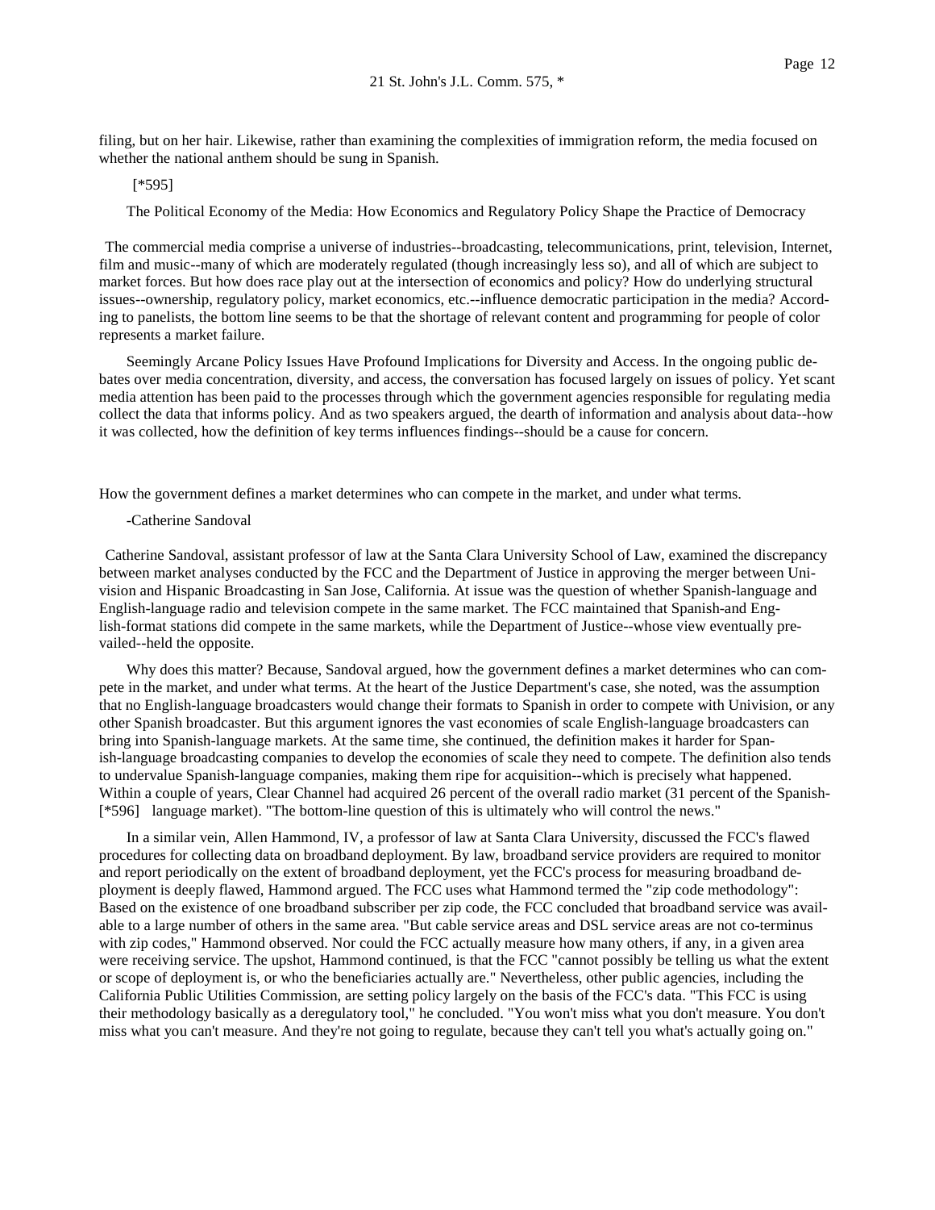filing, but on her hair. Likewise, rather than examining the complexities of immigration reform, the media focused on whether the national anthem should be sung in Spanish.

[*595]

The Political Economy of the Media: How Economics and Regulatory Policy Shape the Practice of Democracy

The commercial media comprise a universe of industries--broadcasting, telecommunications, print, television, Internet, film and music--many of which are moderately regulated (though increasingly less so), and all of which are subject to market forces. But how does race play out at the intersection of economics and policy? How do underlying structural issues--ownership, regulatory policy, market economics, etc.--influence democratic participation in the media? According to panelists, the bottom line seems to be that the shortage of relevant content and programming for people of color represents a market failure.

Seemingly Arcane Policy Issues Have Profound Implications for Diversity and Access. In the ongoing public debates over media concentration, diversity, and access, the conversation has focused largely on issues of policy. Yet scant media attention has been paid to the processes through which the government agencies responsible for regulating media collect the data that informs policy. And as two speakers argued, the dearth of information and analysis about data--how it was collected, how the definition of key terms influences findings--should be a cause for concern.

How the government defines a market determines who can compete in the market, and under what terms.

-Catherine Sandoval

Catherine Sandoval, assistant professor of law at the Santa Clara University School of Law, examined the discrepancy between market analyses conducted by the FCC and the Department of Justice in approving the merger between Univision and Hispanic Broadcasting in San Jose, California. At issue was the question of whether Spanish-language and English-language radio and television compete in the same market. The FCC maintained that Spanish-and English-format stations did compete in the same markets, while the Department of Justice--whose view eventually prevailed--held the opposite.

Why does this matter? Because, Sandoval argued, how the government defines a market determines who can compete in the market, and under what terms. At the heart of the Justice Department's case, she noted, was the assumption that no English-language broadcasters would change their formats to Spanish in order to compete with Univision, or any other Spanish broadcaster. But this argument ignores the vast economies of scale English-language broadcasters can bring into Spanish-language markets. At the same time, she continued, the definition makes it harder for Spanish-language broadcasting companies to develop the economies of scale they need to compete. The definition also tends to undervalue Spanish-language companies, making them ripe for acquisition--which is precisely what happened. Within a couple of years, Clear Channel had acquired 26 percent of the overall radio market (31 percent of the Spanish- [*596] language market). "The bottom-line question of this is ultimately who will control the news."

In a similar vein, Allen Hammond, IV, a professor of law at Santa Clara University, discussed the FCC's flawed procedures for collecting data on broadband deployment. By law, broadband service providers are required to monitor and report periodically on the extent of broadband deployment, yet the FCC's process for measuring broadband deployment is deeply flawed, Hammond argued. The FCC uses what Hammond termed the "zip code methodology": Based on the existence of one broadband subscriber per zip code, the FCC concluded that broadband service was available to a large number of others in the same area. "But cable service areas and DSL service areas are not co-terminus with zip codes," Hammond observed. Nor could the FCC actually measure how many others, if any, in a given area were receiving service. The upshot, Hammond continued, is that the FCC "cannot possibly be telling us what the extent or scope of deployment is, or who the beneficiaries actually are." Nevertheless, other public agencies, including the California Public Utilities Commission, are setting policy largely on the basis of the FCC's data. "This FCC is using their methodology basically as a deregulatory tool," he concluded. "You won't miss what you don't measure. You don't miss what you can't measure. And they're not going to regulate, because they can't tell you what's actually going on."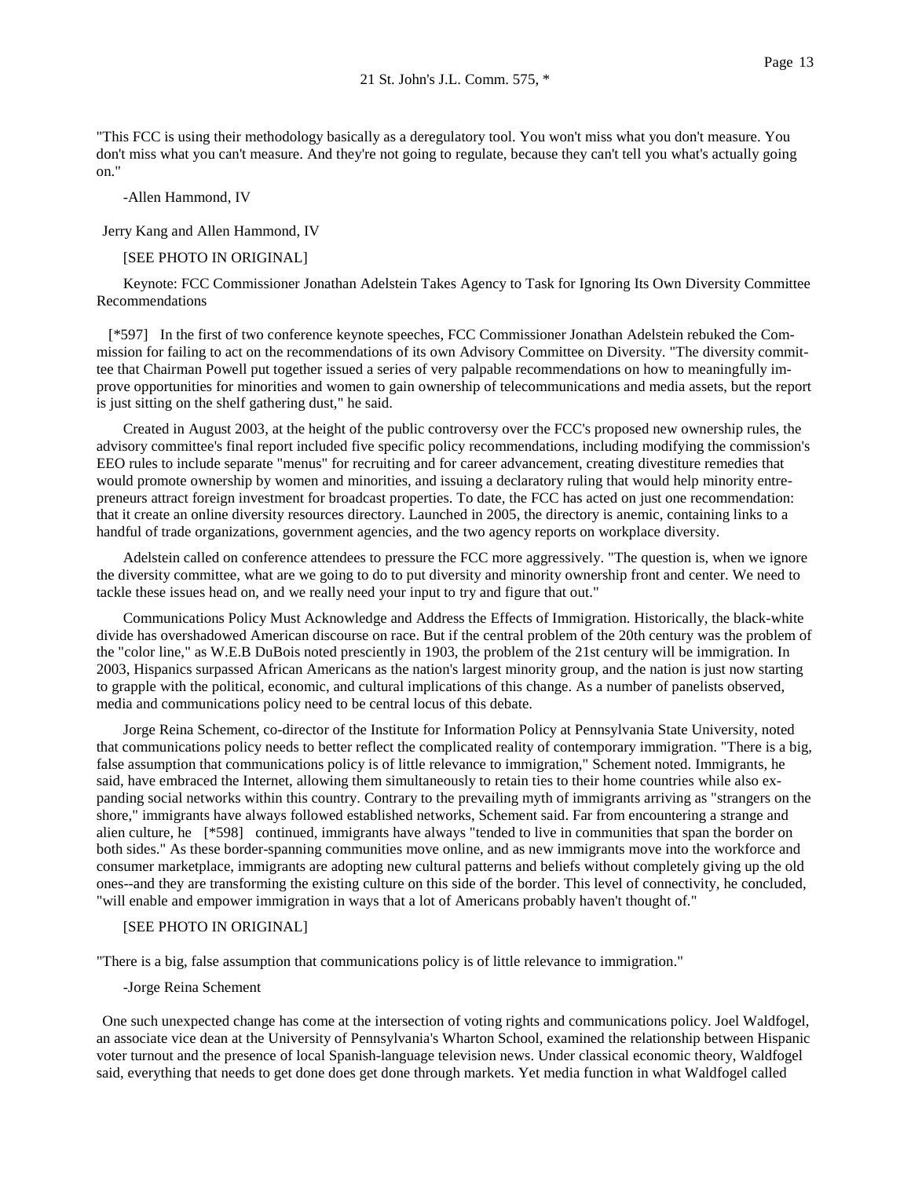"This FCC is using their methodology basically as a deregulatory tool. You won't miss what you don't measure. You don't miss what you can't measure. And they're not going to regulate, because they can't tell you what's actually going on."

-Allen Hammond, IV

Jerry Kang and Allen Hammond, IV

[SEE PHOTO IN ORIGINAL]

Keynote: FCC Commissioner Jonathan Adelstein Takes Agency to Task for Ignoring Its Own Diversity Committee Recommendations

[*597] In the first of two conference keynote speeches, FCC Commissioner Jonathan Adelstein rebuked the Commission for failing to act on the recommendations of its own Advisory Committee on Diversity. "The diversity committee that Chairman Powell put together issued a series of very palpable recommendations on how to meaningfully improve opportunities for minorities and women to gain ownership of telecommunications and media assets, but the report is just sitting on the shelf gathering dust," he said.

Created in August 2003, at the height of the public controversy over the FCC's proposed new ownership rules, the advisory committee's final report included five specific policy recommendations, including modifying the commission's EEO rules to include separate "menus" for recruiting and for career advancement, creating divestiture remedies that would promote ownership by women and minorities, and issuing a declaratory ruling that would help minority entrepreneurs attract foreign investment for broadcast properties. To date, the FCC has acted on just one recommendation: that it create an online diversity resources directory. Launched in 2005, the directory is anemic, containing links to a handful of trade organizations, government agencies, and the two agency reports on workplace diversity.

Adelstein called on conference attendees to pressure the FCC more aggressively. "The question is, when we ignore the diversity committee, what are we going to do to put diversity and minority ownership front and center. We need to tackle these issues head on, and we really need your input to try and figure that out."

Communications Policy Must Acknowledge and Address the Effects of Immigration. Historically, the black-white divide has overshadowed American discourse on race. But if the central problem of the 20th century was the problem of the "color line," as W.E.B DuBois noted presciently in 1903, the problem of the 21st century will be immigration. In 2003, Hispanics surpassed African Americans as the nation's largest minority group, and the nation is just now starting to grapple with the political, economic, and cultural implications of this change. As a number of panelists observed, media and communications policy need to be central locus of this debate.

Jorge Reina Schement, co-director of the Institute for Information Policy at Pennsylvania State University, noted that communications policy needs to better reflect the complicated reality of contemporary immigration. "There is a big, false assumption that communications policy is of little relevance to immigration," Schement noted. Immigrants, he said, have embraced the Internet, allowing them simultaneously to retain ties to their home countries while also expanding social networks within this country. Contrary to the prevailing myth of immigrants arriving as "strangers on the shore," immigrants have always followed established networks, Schement said. Far from encountering a strange and alien culture, he [*598] continued, immigrants have always "tended to live in communities that span the border on both sides." As these border-spanning communities move online, and as new immigrants move into the workforce and consumer marketplace, immigrants are adopting new cultural patterns and beliefs without completely giving up the old ones--and they are transforming the existing culture on this side of the border. This level of connectivity, he concluded, "will enable and empower immigration in ways that a lot of Americans probably haven't thought of."

[SEE PHOTO IN ORIGINAL]

"There is a big, false assumption that communications policy is of little relevance to immigration."

-Jorge Reina Schement

One such unexpected change has come at the intersection of voting rights and communications policy. Joel Waldfogel, an associate vice dean at the University of Pennsylvania's Wharton School, examined the relationship between Hispanic voter turnout and the presence of local Spanish-language television news. Under classical economic theory, Waldfogel said, everything that needs to get done does get done through markets. Yet media function in what Waldfogel called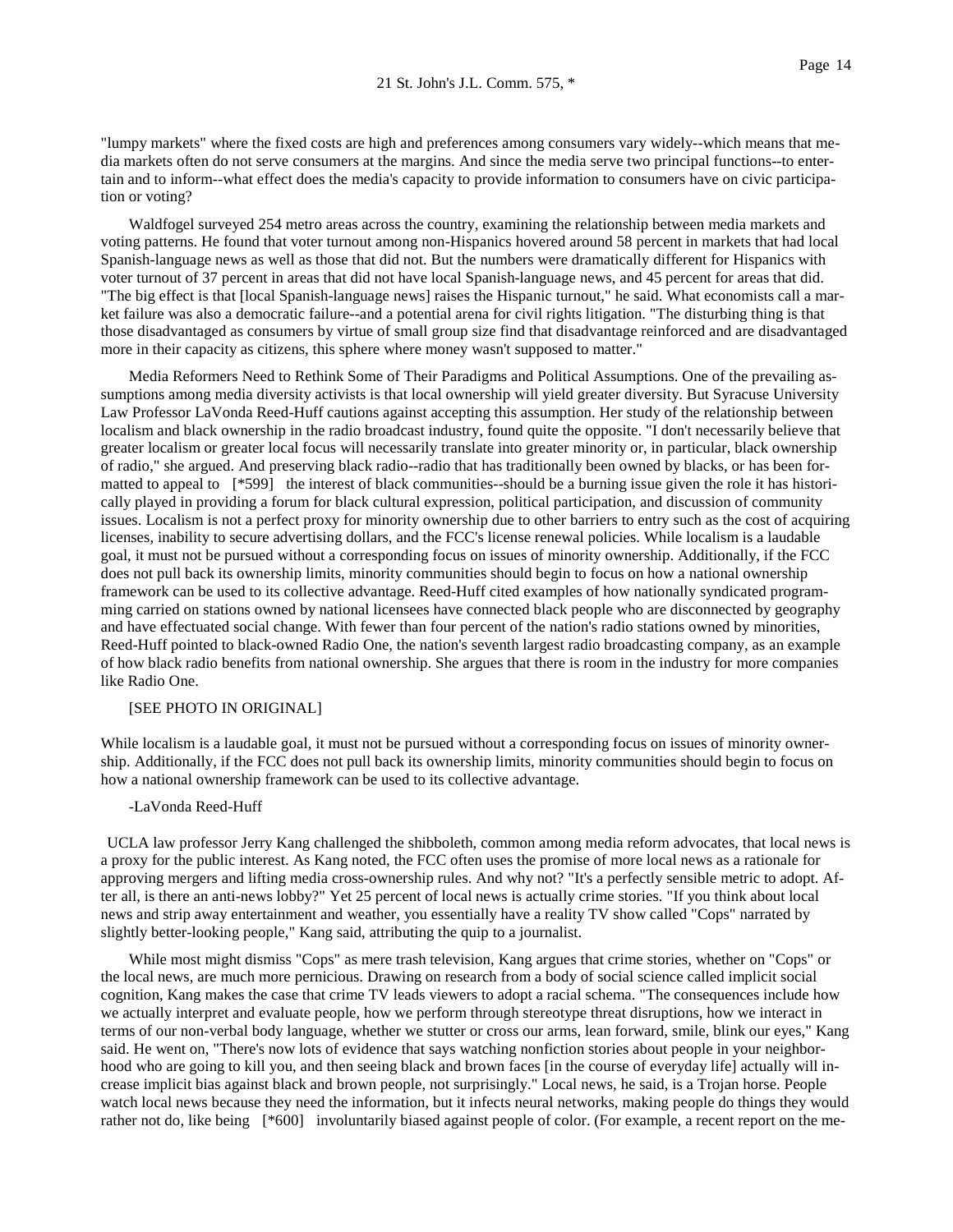"lumpy markets" where the fixed costs are high and preferences among consumers vary widely--which means that media markets often do not serve consumers at the margins. And since the media serve two principal functions--to entertain and to inform--what effect does the media's capacity to provide information to consumers have on civic participation or voting?

Waldfogel surveyed 254 metro areas across the country, examining the relationship between media markets and voting patterns. He found that voter turnout among non-Hispanics hovered around 58 percent in markets that had local Spanish-language news as well as those that did not. But the numbers were dramatically different for Hispanics with voter turnout of 37 percent in areas that did not have local Spanish-language news, and 45 percent for areas that did. "The big effect is that [local Spanish-language news] raises the Hispanic turnout," he said. What economists call a market failure was also a democratic failure--and a potential arena for civil rights litigation. "The disturbing thing is that those disadvantaged as consumers by virtue of small group size find that disadvantage reinforced and are disadvantaged more in their capacity as citizens, this sphere where money wasn't supposed to matter."

Media Reformers Need to Rethink Some of Their Paradigms and Political Assumptions. One of the prevailing assumptions among media diversity activists is that local ownership will yield greater diversity. But Syracuse University Law Professor LaVonda Reed-Huff cautions against accepting this assumption. Her study of the relationship between localism and black ownership in the radio broadcast industry, found quite the opposite. "I don't necessarily believe that greater localism or greater local focus will necessarily translate into greater minority or, in particular, black ownership of radio," she argued. And preserving black radio--radio that has traditionally been owned by blacks, or has been formatted to appeal to [*599] the interest of black communities--should be a burning issue given the role it has historically played in providing a forum for black cultural expression, political participation, and discussion of community issues. Localism is not a perfect proxy for minority ownership due to other barriers to entry such as the cost of acquiring licenses, inability to secure advertising dollars, and the FCC's license renewal policies. While localism is a laudable goal, it must not be pursued without a corresponding focus on issues of minority ownership. Additionally, if the FCC does not pull back its ownership limits, minority communities should begin to focus on how a national ownership framework can be used to its collective advantage. Reed-Huff cited examples of how nationally syndicated programming carried on stations owned by national licensees have connected black people who are disconnected by geography and have effectuated social change. With fewer than four percent of the nation's radio stations owned by minorities, Reed-Huff pointed to black-owned Radio One, the nation's seventh largest radio broadcasting company, as an example of how black radio benefits from national ownership. She argues that there is room in the industry for more companies like Radio One.

[SEE PHOTO IN ORIGINAL]

While localism is a laudable goal, it must not be pursued without a corresponding focus on issues of minority ownership. Additionally, if the FCC does not pull back its ownership limits, minority communities should begin to focus on how a national ownership framework can be used to its collective advantage.

-LaVonda Reed-Huff

UCLA law professor Jerry Kang challenged the shibboleth, common among media reform advocates, that local news is a proxy for the public interest. As Kang noted, the FCC often uses the promise of more local news as a rationale for approving mergers and lifting media cross-ownership rules. And why not? "It's a perfectly sensible metric to adopt. After all, is there an anti-news lobby?" Yet 25 percent of local news is actually crime stories. "If you think about local news and strip away entertainment and weather, you essentially have a reality TV show called "Cops" narrated by slightly better-looking people," Kang said, attributing the quip to a journalist.

While most might dismiss "Cops" as mere trash television, Kang argues that crime stories, whether on "Cops" or the local news, are much more pernicious. Drawing on research from a body of social science called implicit social cognition, Kang makes the case that crime TV leads viewers to adopt a racial schema. "The consequences include how we actually interpret and evaluate people, how we perform through stereotype threat disruptions, how we interact in terms of our non-verbal body language, whether we stutter or cross our arms, lean forward, smile, blink our eyes," Kang said. He went on, "There's now lots of evidence that says watching nonfiction stories about people in your neighborhood who are going to kill you, and then seeing black and brown faces [in the course of everyday life] actually will increase implicit bias against black and brown people, not surprisingly." Local news, he said, is a Trojan horse. People watch local news because they need the information, but it infects neural networks, making people do things they would rather not do, like being [*600] involuntarily biased against people of color. (For example, a recent report on the me-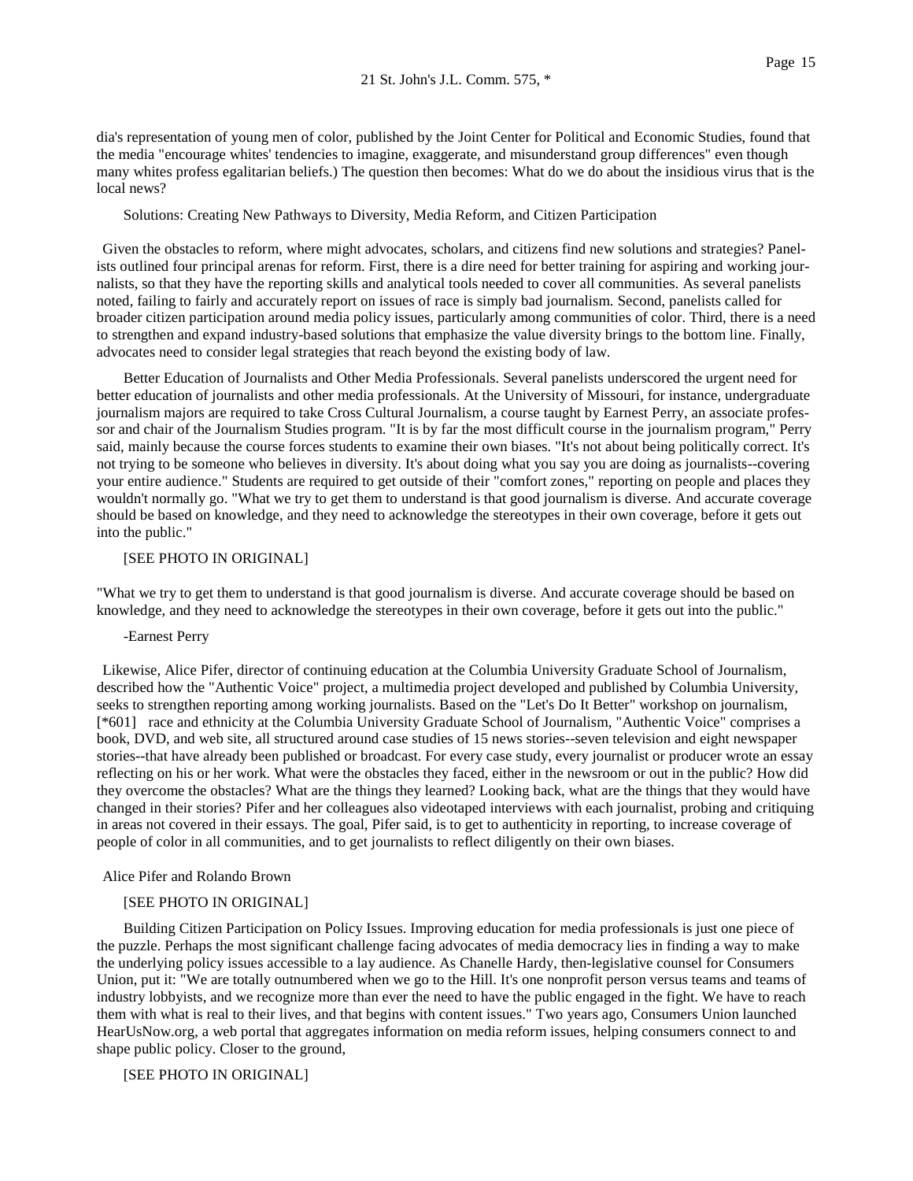dia's representation of young men of color, published by the Joint Center for Political and Economic Studies, found that the media "encourage whites' tendencies to imagine, exaggerate, and misunderstand group differences" even though many whites profess egalitarian beliefs.) The question then becomes: What do we do about the insidious virus that is the local news?

Solutions: Creating New Pathways to Diversity, Media Reform, and Citizen Participation

Given the obstacles to reform, where might advocates, scholars, and citizens find new solutions and strategies? Panelists outlined four principal arenas for reform. First, there is a dire need for better training for aspiring and working journalists, so that they have the reporting skills and analytical tools needed to cover all communities. As several panelists noted, failing to fairly and accurately report on issues of race is simply bad journalism. Second, panelists called for broader citizen participation around media policy issues, particularly among communities of color. Third, there is a need to strengthen and expand industry-based solutions that emphasize the value diversity brings to the bottom line. Finally, advocates need to consider legal strategies that reach beyond the existing body of law.

Better Education of Journalists and Other Media Professionals. Several panelists underscored the urgent need for better education of journalists and other media professionals. At the University of Missouri, for instance, undergraduate journalism majors are required to take Cross Cultural Journalism, a course taught by Earnest Perry, an associate professor and chair of the Journalism Studies program. "It is by far the most difficult course in the journalism program," Perry said, mainly because the course forces students to examine their own biases. "It's not about being politically correct. It's not trying to be someone who believes in diversity. It's about doing what you say you are doing as journalists--covering your entire audience." Students are required to get outside of their "comfort zones," reporting on people and places they wouldn't normally go. "What we try to get them to understand is that good journalism is diverse. And accurate coverage should be based on knowledge, and they need to acknowledge the stereotypes in their own coverage, before it gets out into the public."

[SEE PHOTO IN ORIGINAL]

"What we try to get them to understand is that good journalism is diverse. And accurate coverage should be based on knowledge, and they need to acknowledge the stereotypes in their own coverage, before it gets out into the public."

-Earnest Perry

Likewise, Alice Pifer, director of continuing education at the Columbia University Graduate School of Journalism, described how the "Authentic Voice" project, a multimedia project developed and published by Columbia University, seeks to strengthen reporting among working journalists. Based on the "Let's Do It Better" workshop on journalism, [*601] race and ethnicity at the Columbia University Graduate School of Journalism, "Authentic Voice" comprises a book, DVD, and web site, all structured around case studies of 15 news stories--seven television and eight newspaper stories--that have already been published or broadcast. For every case study, every journalist or producer wrote an essay reflecting on his or her work. What were the obstacles they faced, either in the newsroom or out in the public? How did they overcome the obstacles? What are the things they learned? Looking back, what are the things that they would have changed in their stories? Pifer and her colleagues also videotaped interviews with each journalist, probing and critiquing in areas not covered in their essays. The goal, Pifer said, is to get to authenticity in reporting, to increase coverage of people of color in all communities, and to get journalists to reflect diligently on their own biases.

Alice Pifer and Rolando Brown

[SEE PHOTO IN ORIGINAL]

Building Citizen Participation on Policy Issues. Improving education for media professionals is just one piece of the puzzle. Perhaps the most significant challenge facing advocates of media democracy lies in finding a way to make the underlying policy issues accessible to a lay audience. As Chanelle Hardy, then-legislative counsel for Consumers Union, put it: "We are totally outnumbered when we go to the Hill. It's one nonprofit person versus teams and teams of industry lobbyists, and we recognize more than ever the need to have the public engaged in the fight. We have to reach them with what is real to their lives, and that begins with content issues." Two years ago, Consumers Union launched HearUsNow.org, a web portal that aggregates information on media reform issues, helping consumers connect to and shape public policy. Closer to the ground,

[SEE PHOTO IN ORIGINAL]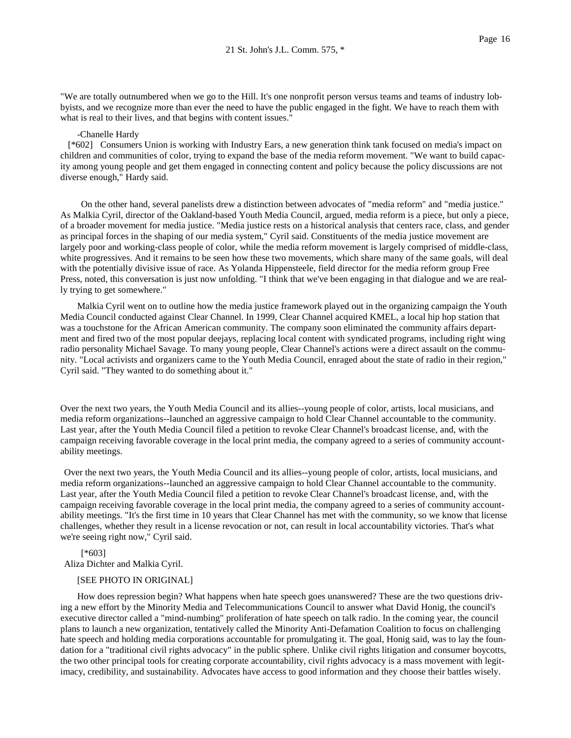"We are totally outnumbered when we go to the Hill. It's one nonprofit person versus teams and teams of industry lobbyists, and we recognize more than ever the need to have the public engaged in the fight. We have to reach them with what is real to their lives, and that begins with content issues."

-Chanelle Hardy

[*602] Consumers Union is working with Industry Ears, a new generation think tank focused on media's impact on children and communities of color, trying to expand the base of the media reform movement. "We want to build capacity among young people and get them engaged in connecting content and policy because the policy discussions are not diverse enough," Hardy said.

On the other hand, several panelists drew a distinction between advocates of "media reform" and "media justice." As Malkia Cyril, director of the Oakland-based Youth Media Council, argued, media reform is a piece, but only a piece, of a broader movement for media justice. "Media justice rests on a historical analysis that centers race, class, and gender as principal forces in the shaping of our media system," Cyril said. Constituents of the media justice movement are largely poor and working-class people of color, while the media reform movement is largely comprised of middle-class, white progressives. And it remains to be seen how these two movements, which share many of the same goals, will deal with the potentially divisive issue of race. As Yolanda Hippensteele, field director for the media reform group Free Press, noted, this conversation is just now unfolding. "I think that we've been engaging in that dialogue and we are really trying to get somewhere."

Malkia Cyril went on to outline how the media justice framework played out in the organizing campaign the Youth Media Council conducted against Clear Channel. In 1999, Clear Channel acquired KMEL, a local hip hop station that was a touchstone for the African American community. The company soon eliminated the community affairs department and fired two of the most popular deejays, replacing local content with syndicated programs, including right wing radio personality Michael Savage. To many young people, Clear Channel's actions were a direct assault on the community. "Local activists and organizers came to the Youth Media Council, enraged about the state of radio in their region," Cyril said. "They wanted to do something about it."

Over the next two years, the Youth Media Council and its allies--young people of color, artists, local musicians, and media reform organizations--launched an aggressive campaign to hold Clear Channel accountable to the community. Last year, after the Youth Media Council filed a petition to revoke Clear Channel's broadcast license, and, with the campaign receiving favorable coverage in the local print media, the company agreed to a series of community accountability meetings.

Over the next two years, the Youth Media Council and its allies--young people of color, artists, local musicians, and media reform organizations--launched an aggressive campaign to hold Clear Channel accountable to the community. Last year, after the Youth Media Council filed a petition to revoke Clear Channel's broadcast license, and, with the campaign receiving favorable coverage in the local print media, the company agreed to a series of community accountability meetings. "It's the first time in 10 years that Clear Channel has met with the community, so we know that license challenges, whether they result in a license revocation or not, can result in local accountability victories. That's what we're seeing right now," Cyril said.

[*603]

Aliza Dichter and Malkia Cyril.

[SEE PHOTO IN ORIGINAL]

How does repression begin? What happens when hate speech goes unanswered? These are the two questions driving a new effort by the Minority Media and Telecommunications Council to answer what David Honig, the council's executive director called a "mind-numbing" proliferation of hate speech on talk radio. In the coming year, the council plans to launch a new organization, tentatively called the Minority Anti-Defamation Coalition to focus on challenging hate speech and holding media corporations accountable for promulgating it. The goal, Honig said, was to lay the foundation for a "traditional civil rights advocacy" in the public sphere. Unlike civil rights litigation and consumer boycotts, the two other principal tools for creating corporate accountability, civil rights advocacy is a mass movement with legitimacy, credibility, and sustainability. Advocates have access to good information and they choose their battles wisely.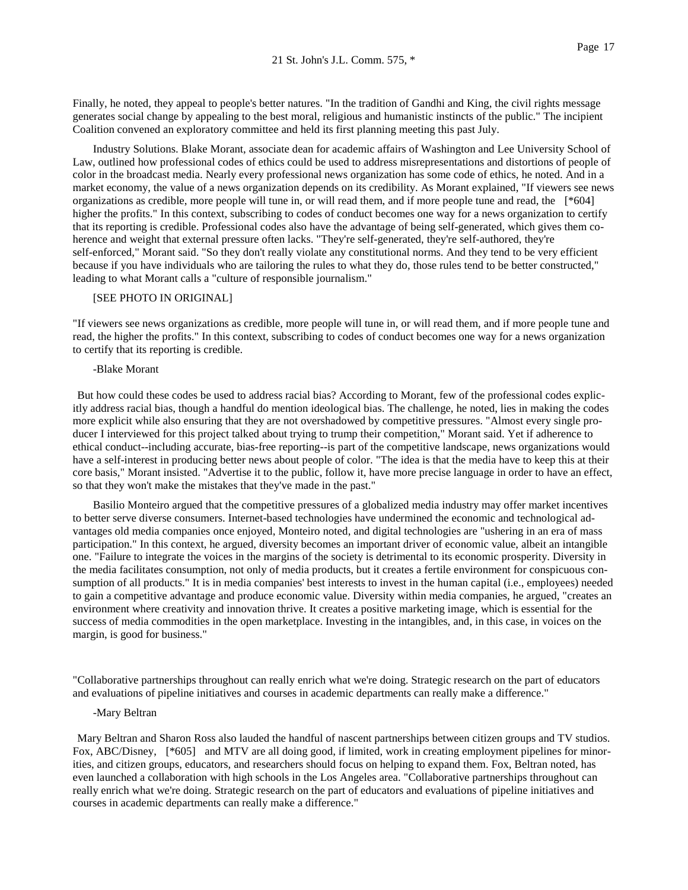Finally, he noted, they appeal to people's better natures. "In the tradition of Gandhi and King, the civil rights message generates social change by appealing to the best moral, religious and humanistic instincts of the public." The incipient Coalition convened an exploratory committee and held its first planning meeting this past July.

Industry Solutions. Blake Morant, associate dean for academic affairs of Washington and Lee University School of Law, outlined how professional codes of ethics could be used to address misrepresentations and distortions of people of color in the broadcast media. Nearly every professional news organization has some code of ethics, he noted. And in a market economy, the value of a news organization depends on its credibility. As Morant explained, "If viewers see news organizations as credible, more people will tune in, or will read them, and if more people tune and read, the [*604] higher the profits." In this context, subscribing to codes of conduct becomes one way for a news organization to certify that its reporting is credible. Professional codes also have the advantage of being self-generated, which gives them coherence and weight that external pressure often lacks. "They're self-generated, they're self-authored, they're self-enforced," Morant said. "So they don't really violate any constitutional norms. And they tend to be very efficient because if you have individuals who are tailoring the rules to what they do, those rules tend to be better constructed," leading to what Morant calls a "culture of responsible journalism."

[SEE PHOTO IN ORIGINAL]

"If viewers see news organizations as credible, more people will tune in, or will read them, and if more people tune and read, the higher the profits." In this context, subscribing to codes of conduct becomes one way for a news organization to certify that its reporting is credible.

-Blake Morant

But how could these codes be used to address racial bias? According to Morant, few of the professional codes explicitly address racial bias, though a handful do mention ideological bias. The challenge, he noted, lies in making the codes more explicit while also ensuring that they are not overshadowed by competitive pressures. "Almost every single producer I interviewed for this project talked about trying to trump their competition," Morant said. Yet if adherence to ethical conduct--including accurate, bias-free reporting--is part of the competitive landscape, news organizations would have a self-interest in producing better news about people of color. "The idea is that the media have to keep this at their core basis," Morant insisted. "Advertise it to the public, follow it, have more precise language in order to have an effect, so that they won't make the mistakes that they've made in the past."

Basilio Monteiro argued that the competitive pressures of a globalized media industry may offer market incentives to better serve diverse consumers. Internet-based technologies have undermined the economic and technological advantages old media companies once enjoyed, Monteiro noted, and digital technologies are "ushering in an era of mass participation." In this context, he argued, diversity becomes an important driver of economic value, albeit an intangible one. "Failure to integrate the voices in the margins of the society is detrimental to its economic prosperity. Diversity in the media facilitates consumption, not only of media products, but it creates a fertile environment for conspicuous consumption of all products." It is in media companies' best interests to invest in the human capital (i.e., employees) needed to gain a competitive advantage and produce economic value. Diversity within media companies, he argued, "creates an environment where creativity and innovation thrive. It creates a positive marketing image, which is essential for the success of media commodities in the open marketplace. Investing in the intangibles, and, in this case, in voices on the margin, is good for business."

"Collaborative partnerships throughout can really enrich what we're doing. Strategic research on the part of educators and evaluations of pipeline initiatives and courses in academic departments can really make a difference."

-Mary Beltran

Mary Beltran and Sharon Ross also lauded the handful of nascent partnerships between citizen groups and TV studios. Fox, ABC/Disney, [*605] and MTV are all doing good, if limited, work in creating employment pipelines for minorities, and citizen groups, educators, and researchers should focus on helping to expand them. Fox, Beltran noted, has even launched a collaboration with high schools in the Los Angeles area. "Collaborative partnerships throughout can really enrich what we're doing. Strategic research on the part of educators and evaluations of pipeline initiatives and courses in academic departments can really make a difference."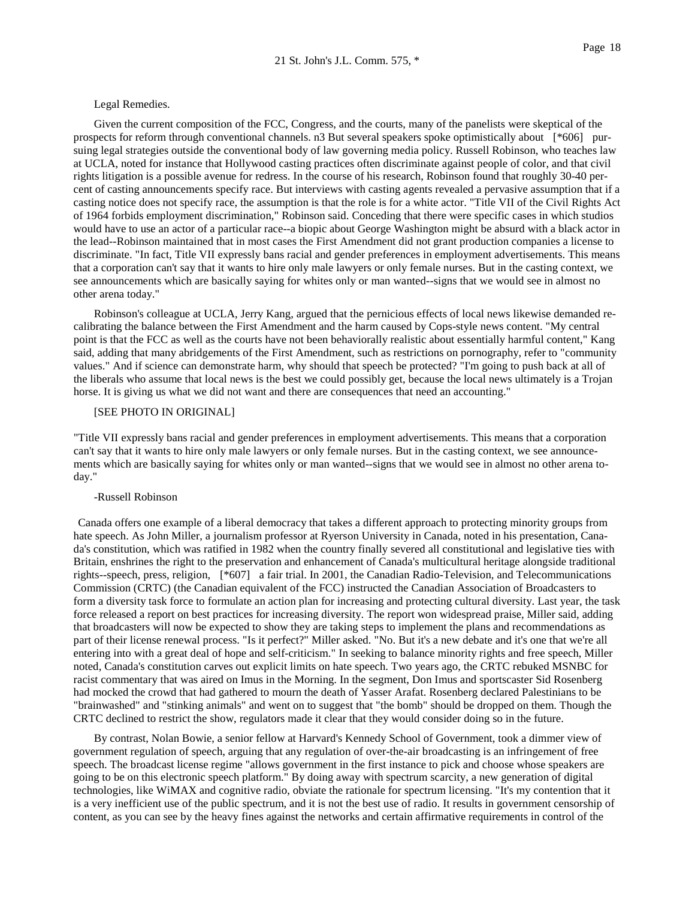Legal Remedies.

Given the current composition of the FCC, Congress, and the courts, many of the panelists were skeptical of the prospects for reform through conventional channels. n3 But several speakers spoke optimistically about [*606] pursuing legal strategies outside the conventional body of law governing media policy. Russell Robinson, who teaches law at UCLA, noted for instance that Hollywood casting practices often discriminate against people of color, and that civil rights litigation is a possible avenue for redress. In the course of his research, Robinson found that roughly 30-40 percent of casting announcements specify race. But interviews with casting agents revealed a pervasive assumption that if a casting notice does not specify race, the assumption is that the role is for a white actor. "Title VII of the Civil Rights Act of 1964 forbids employment discrimination," Robinson said. Conceding that there were specific cases in which studios would have to use an actor of a particular race--a biopic about George Washington might be absurd with a black actor in the lead--Robinson maintained that in most cases the First Amendment did not grant production companies a license to discriminate. "In fact, Title VII expressly bans racial and gender preferences in employment advertisements. This means that a corporation can't say that it wants to hire only male lawyers or only female nurses. But in the casting context, we see announcements which are basically saying for whites only or man wanted--signs that we would see in almost no other arena today."

Robinson's colleague at UCLA, Jerry Kang, argued that the pernicious effects of local news likewise demanded recalibrating the balance between the First Amendment and the harm caused by Cops-style news content. "My central point is that the FCC as well as the courts have not been behaviorally realistic about essentially harmful content," Kang said, adding that many abridgements of the First Amendment, such as restrictions on pornography, refer to "community values." And if science can demonstrate harm, why should that speech be protected? "I'm going to push back at all of the liberals who assume that local news is the best we could possibly get, because the local news ultimately is a Trojan horse. It is giving us what we did not want and there are consequences that need an accounting."

[SEE PHOTO IN ORIGINAL]

"Title VII expressly bans racial and gender preferences in employment advertisements. This means that a corporation can't say that it wants to hire only male lawyers or only female nurses. But in the casting context, we see announcements which are basically saying for whites only or man wanted--signs that we would see in almost no other arena today."

-Russell Robinson

Canada offers one example of a liberal democracy that takes a different approach to protecting minority groups from hate speech. As John Miller, a journalism professor at Ryerson University in Canada, noted in his presentation, Canada's constitution, which was ratified in 1982 when the country finally severed all constitutional and legislative ties with Britain, enshrines the right to the preservation and enhancement of Canada's multicultural heritage alongside traditional rights--speech, press, religion, [*607] a fair trial. In 2001, the Canadian Radio-Television, and Telecommunications Commission (CRTC) (the Canadian equivalent of the FCC) instructed the Canadian Association of Broadcasters to form a diversity task force to formulate an action plan for increasing and protecting cultural diversity. Last year, the task force released a report on best practices for increasing diversity. The report won widespread praise, Miller said, adding that broadcasters will now be expected to show they are taking steps to implement the plans and recommendations as part of their license renewal process. "Is it perfect?" Miller asked. "No. But it's a new debate and it's one that we're all entering into with a great deal of hope and self-criticism." In seeking to balance minority rights and free speech, Miller noted, Canada's constitution carves out explicit limits on hate speech. Two years ago, the CRTC rebuked MSNBC for racist commentary that was aired on Imus in the Morning. In the segment, Don Imus and sportscaster Sid Rosenberg had mocked the crowd that had gathered to mourn the death of Yasser Arafat. Rosenberg declared Palestinians to be "brainwashed" and "stinking animals" and went on to suggest that "the bomb" should be dropped on them. Though the CRTC declined to restrict the show, regulators made it clear that they would consider doing so in the future.

By contrast, Nolan Bowie, a senior fellow at Harvard's Kennedy School of Government, took a dimmer view of government regulation of speech, arguing that any regulation of over-the-air broadcasting is an infringement of free speech. The broadcast license regime "allows government in the first instance to pick and choose whose speakers are going to be on this electronic speech platform." By doing away with spectrum scarcity, a new generation of digital technologies, like WiMAX and cognitive radio, obviate the rationale for spectrum licensing. "It's my contention that it is a very inefficient use of the public spectrum, and it is not the best use of radio. It results in government censorship of content, as you can see by the heavy fines against the networks and certain affirmative requirements in control of the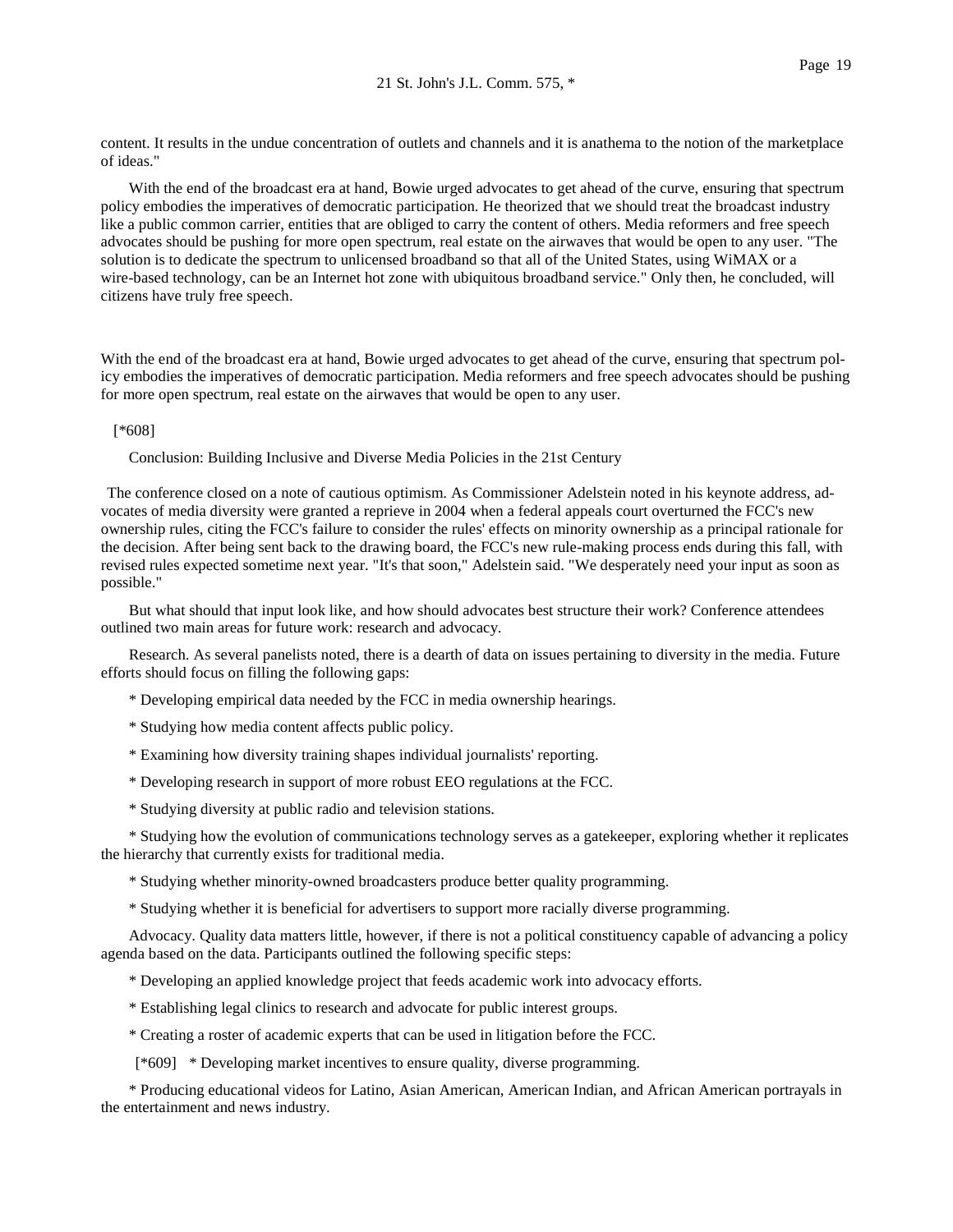content. It results in the undue concentration of outlets and channels and it is anathema to the notion of the marketplace of ideas."

With the end of the broadcast era at hand, Bowie urged advocates to get ahead of the curve, ensuring that spectrum policy embodies the imperatives of democratic participation. He theorized that we should treat the broadcast industry like a public common carrier, entities that are obliged to carry the content of others. Media reformers and free speech advocates should be pushing for more open spectrum, real estate on the airwaves that would be open to any user. "The solution is to dedicate the spectrum to unlicensed broadband so that all of the United States, using WiMAX or a wire-based technology, can be an Internet hot zone with ubiquitous broadband service." Only then, he concluded, will citizens have truly free speech.

With the end of the broadcast era at hand, Bowie urged advocates to get ahead of the curve, ensuring that spectrum policy embodies the imperatives of democratic participation. Media reformers and free speech advocates should be pushing for more open spectrum, real estate on the airwaves that would be open to any user.

[*608]

Conclusion: Building Inclusive and Diverse Media Policies in the 21st Century

The conference closed on a note of cautious optimism. As Commissioner Adelstein noted in his keynote address, advocates of media diversity were granted a reprieve in 2004 when a federal appeals court overturned the FCC's new ownership rules, citing the FCC's failure to consider the rules' effects on minority ownership as a principal rationale for the decision. After being sent back to the drawing board, the FCC's new rule-making process ends during this fall, with revised rules expected sometime next year. "It's that soon," Adelstein said. "We desperately need your input as soon as possible."

But what should that input look like, and how should advocates best structure their work? Conference attendees outlined two main areas for future work: research and advocacy.

Research. As several panelists noted, there is a dearth of data on issues pertaining to diversity in the media. Future efforts should focus on filling the following gaps:

* Developing empirical data needed by the FCC in media ownership hearings.

* Studying how media content affects public policy.

* Examining how diversity training shapes individual journalists' reporting.

* Developing research in support of more robust EEO regulations at the FCC.

* Studying diversity at public radio and television stations.

* Studying how the evolution of communications technology serves as a gatekeeper, exploring whether it replicates the hierarchy that currently exists for traditional media.

* Studying whether minority-owned broadcasters produce better quality programming.

* Studying whether it is beneficial for advertisers to support more racially diverse programming.

Advocacy. Quality data matters little, however, if there is not a political constituency capable of advancing a policy agenda based on the data. Participants outlined the following specific steps:

* Developing an applied knowledge project that feeds academic work into advocacy efforts.

* Establishing legal clinics to research and advocate for public interest groups.

* Creating a roster of academic experts that can be used in litigation before the FCC.

[*609] * Developing market incentives to ensure quality, diverse programming.

* Producing educational videos for Latino, Asian American, American Indian, and African American portrayals in the entertainment and news industry.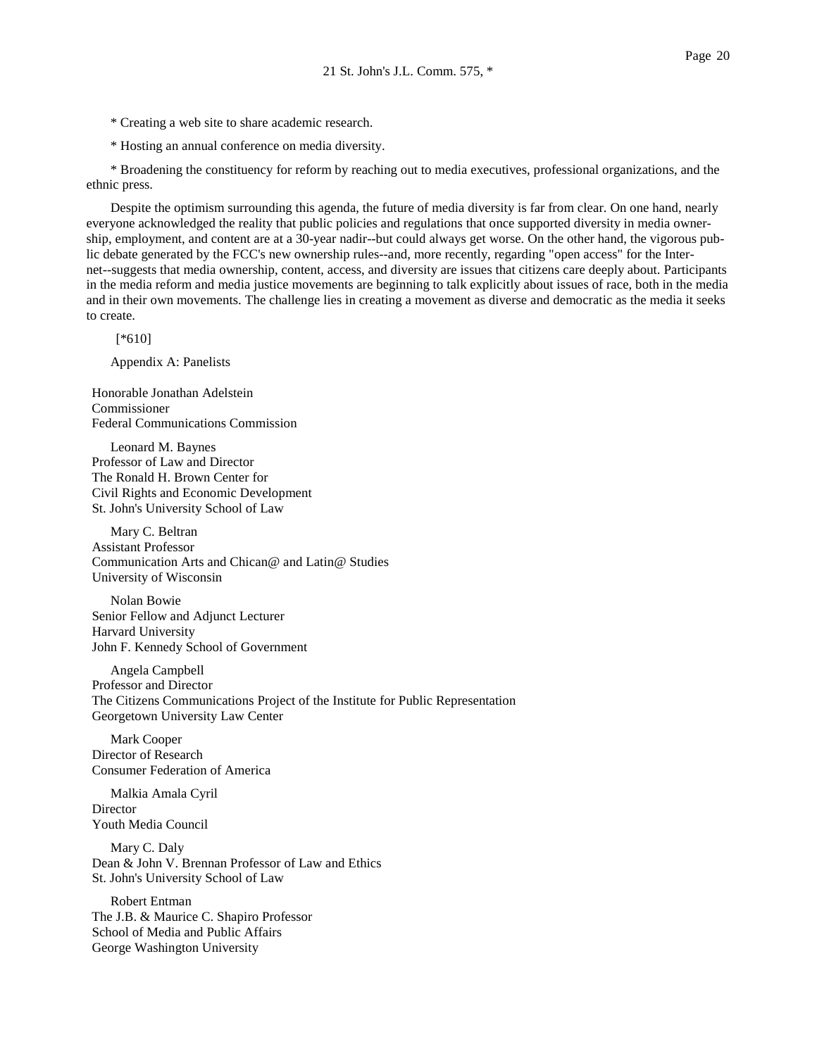* Creating a web site to share academic research.

* Hosting an annual conference on media diversity.

* Broadening the constituency for reform by reaching out to media executives, professional organizations, and the ethnic press.

Despite the optimism surrounding this agenda, the future of media diversity is far from clear. On one hand, nearly everyone acknowledged the reality that public policies and regulations that once supported diversity in media ownership, employment, and content are at a 30-year nadir--but could always get worse. On the other hand, the vigorous public debate generated by the FCC's new ownership rules--and, more recently, regarding "open access" for the Internet--suggests that media ownership, content, access, and diversity are issues that citizens care deeply about. Participants in the media reform and media justice movements are beginning to talk explicitly about issues of race, both in the media and in their own movements. The challenge lies in creating a movement as diverse and democratic as the media it seeks to create.

[*610]

Appendix A: Panelists

Honorable Jonathan Adelstein
Commissioner
Federal Communications Commission

Leonard M. Baynes
Professor of Law and Director
The Ronald H. Brown Center for
Civil Rights and Economic Development
St. John's University School of Law

Mary C. Beltran
Assistant Professor
Communication Arts and Chican@ and Latin@ Studies
University of Wisconsin

Nolan Bowie
Senior Fellow and Adjunct Lecturer
Harvard University
John F. Kennedy School of Government

Angela Campbell
Professor and Director
The Citizens Communications Project of the Institute for Public Representation
Georgetown University Law Center

Mark Cooper
Director of Research
Consumer Federation of America

Malkia Amala Cyril
Director
Youth Media Council

Mary C. Daly
Dean & John V. Brennan Professor of Law and Ethics
St. John's University School of Law

Robert Entman
The J.B. & Maurice C. Shapiro Professor
School of Media and Public Affairs
George Washington University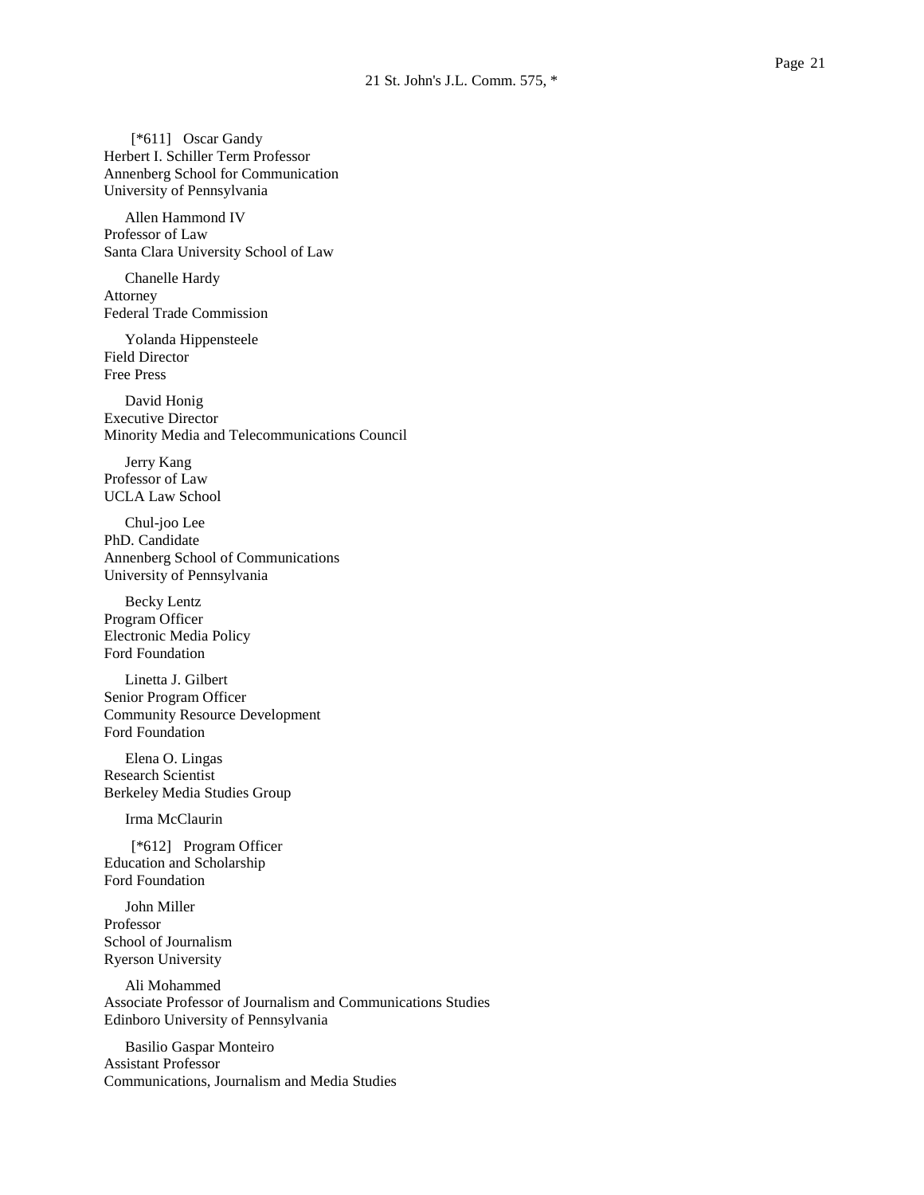[*611] Oscar Gandy
Herbert I. Schiller Term Professor
Annenberg School for Communication
University of Pennsylvania

Allen Hammond IV
Professor of Law
Santa Clara University School of Law

Chanelle Hardy
Attorney
Federal Trade Commission

Yolanda Hippensteele
Field Director
Free Press

David Honig
Executive Director
Minority Media and Telecommunications Council

Jerry Kang
Professor of Law
UCLA Law School

Chul-joo Lee
PhD. Candidate
Annenberg School of Communications
University of Pennsylvania

Becky Lentz
Program Officer
Electronic Media Policy
Ford Foundation

Linetta J. Gilbert
Senior Program Officer
Community Resource Development
Ford Foundation

Elena O. Lingas
Research Scientist
Berkeley Media Studies Group

Irma McClaurin

[*612] Program Officer
Education and Scholarship
Ford Foundation

John Miller
Professor
School of Journalism
Ryerson University

Ali Mohammed
Associate Professor of Journalism and Communications Studies
Edinboro University of Pennsylvania

Basilio Gaspar Monteiro
Assistant Professor
Communications, Journalism and Media Studies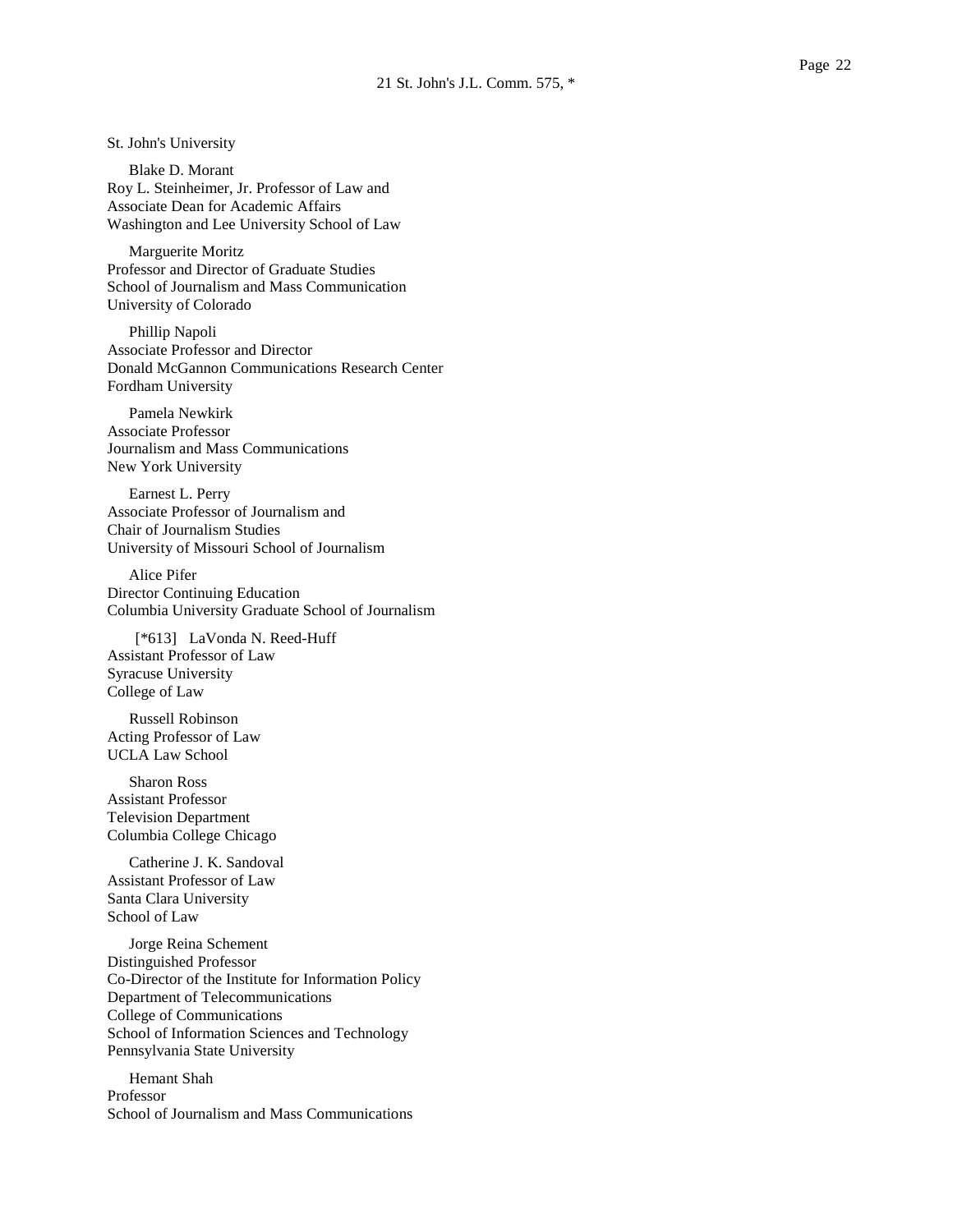St. John's University

Blake D. Morant
Roy L. Steinheimer, Jr. Professor of Law and
Associate Dean for Academic Affairs
Washington and Lee University School of Law

Marguerite Moritz
Professor and Director of Graduate Studies
School of Journalism and Mass Communication
University of Colorado

Phillip Napoli
Associate Professor and Director
Donald McGannon Communications Research Center
Fordham University

Pamela Newkirk
Associate Professor
Journalism and Mass Communications
New York University

Earnest L. Perry
Associate Professor of Journalism and
Chair of Journalism Studies
University of Missouri School of Journalism

Alice Pifer
Director Continuing Education
Columbia University Graduate School of Journalism

[*613] LaVonda N. Reed-Huff
Assistant Professor of Law
Syracuse University
College of Law

Russell Robinson
Acting Professor of Law
UCLA Law School

Sharon Ross
Assistant Professor
Television Department
Columbia College Chicago

Catherine J. K. Sandoval
Assistant Professor of Law
Santa Clara University
School of Law

Jorge Reina Schement
Distinguished Professor
Co-Director of the Institute for Information Policy
Department of Telecommunications
College of Communications
School of Information Sciences and Technology
Pennsylvania State University

Hemant Shah
Professor
School of Journalism and Mass Communications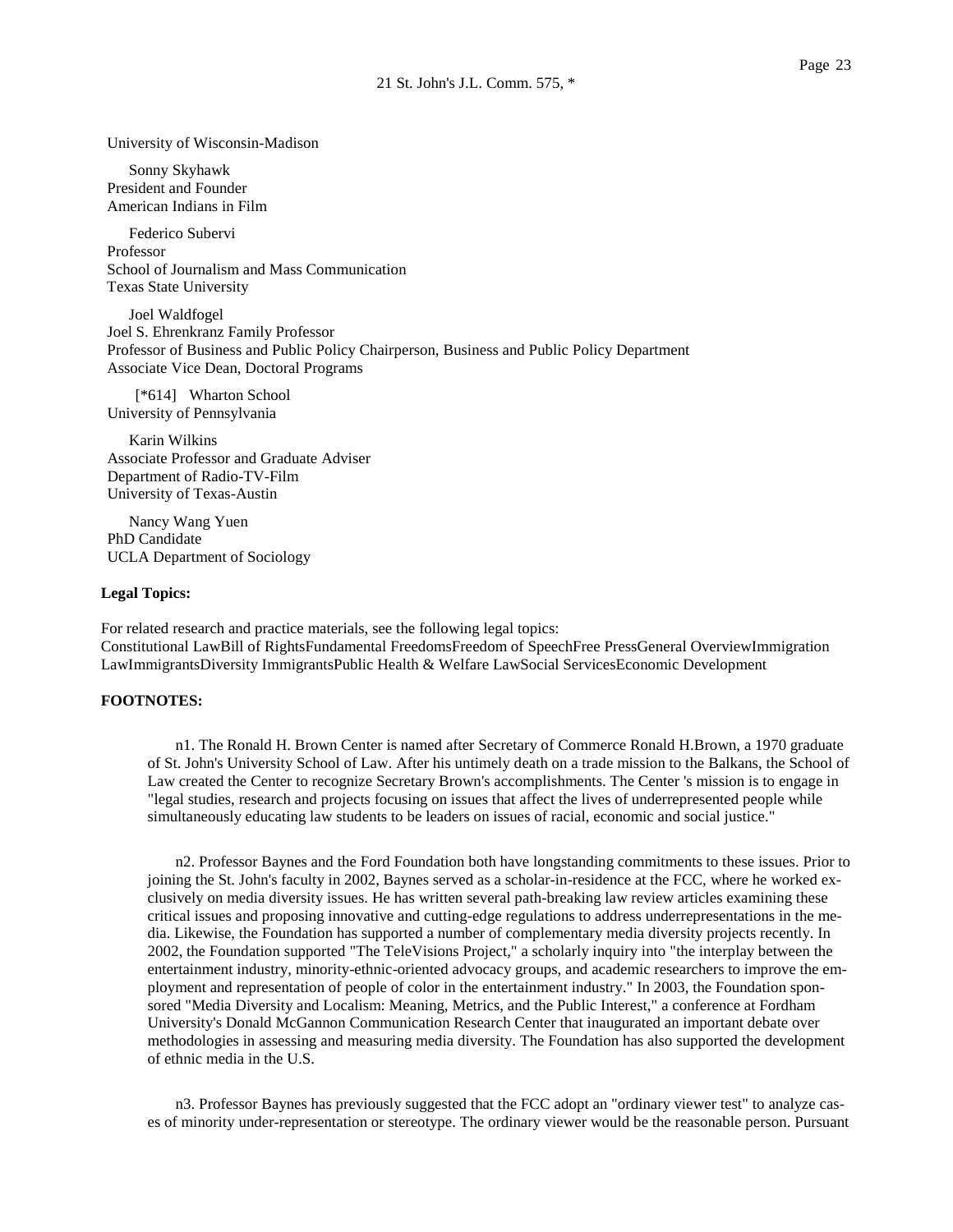University of Wisconsin-Madison

Sonny Skyhawk
President and Founder
American Indians in Film

Federico Subervi
Professor
School of Journalism and Mass Communication
Texas State University

Joel Waldfogel
Joel S. Ehrenkranz Family Professor
Professor of Business and Public Policy Chairperson, Business and Public Policy Department
Associate Vice Dean, Doctoral Programs

[*614] Wharton School
University of Pennsylvania

Karin Wilkins
Associate Professor and Graduate Adviser
Department of Radio-TV-Film
University of Texas-Austin

Nancy Wang Yuen
PhD Candidate
UCLA Department of Sociology

**Legal Topics:**

For related research and practice materials, see the following legal topics:
Constitutional LawBill of RightsFundamental FreedomsFreedom of SpeechFree PressGeneral OverviewImmigration LawImmigrantsDiversity ImmigrantsPublic Health & Welfare LawSocial ServicesEconomic Development

**FOOTNOTES:**

n1. The Ronald H. Brown Center is named after Secretary of Commerce Ronald H.Brown, a 1970 graduate of St. John's University School of Law. After his untimely death on a trade mission to the Balkans, the School of Law created the Center to recognize Secretary Brown's accomplishments. The Center 's mission is to engage in "legal studies, research and projects focusing on issues that affect the lives of underrepresented people while simultaneously educating law students to be leaders on issues of racial, economic and social justice."

n2. Professor Baynes and the Ford Foundation both have longstanding commitments to these issues. Prior to joining the St. John's faculty in 2002, Baynes served as a scholar-in-residence at the FCC, where he worked exclusively on media diversity issues. He has written several path-breaking law review articles examining these critical issues and proposing innovative and cutting-edge regulations to address underrepresentations in the media. Likewise, the Foundation has supported a number of complementary media diversity projects recently. In 2002, the Foundation supported "The TeleVisions Project," a scholarly inquiry into "the interplay between the entertainment industry, minority-ethnic-oriented advocacy groups, and academic researchers to improve the employment and representation of people of color in the entertainment industry." In 2003, the Foundation sponsored "Media Diversity and Localism: Meaning, Metrics, and the Public Interest," a conference at Fordham University's Donald McGannon Communication Research Center that inaugurated an important debate over methodologies in assessing and measuring media diversity. The Foundation has also supported the development of ethnic media in the U.S.

n3. Professor Baynes has previously suggested that the FCC adopt an "ordinary viewer test" to analyze cases of minority under-representation or stereotype. The ordinary viewer would be the reasonable person. Pursuant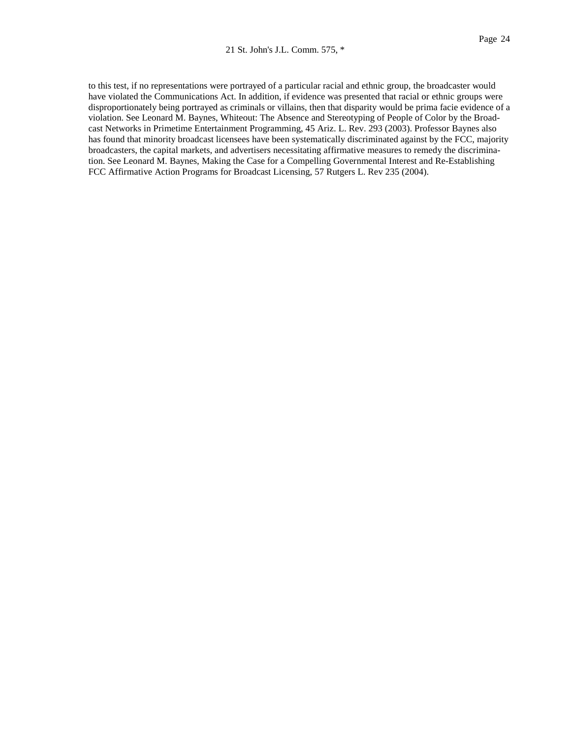to this test, if no representations were portrayed of a particular racial and ethnic group, the broadcaster would have violated the Communications Act. In addition, if evidence was presented that racial or ethnic groups were disproportionately being portrayed as criminals or villains, then that disparity would be prima facie evidence of a violation. See Leonard M. Baynes, Whiteout: The Absence and Stereotyping of People of Color by the Broadcast Networks in Primetime Entertainment Programming, 45 Ariz. L. Rev. 293 (2003). Professor Baynes also has found that minority broadcast licensees have been systematically discriminated against by the FCC, majority broadcasters, the capital markets, and advertisers necessitating affirmative measures to remedy the discrimination. See Leonard M. Baynes, Making the Case for a Compelling Governmental Interest and Re-Establishing FCC Affirmative Action Programs for Broadcast Licensing, 57 Rutgers L. Rev 235 (2004).